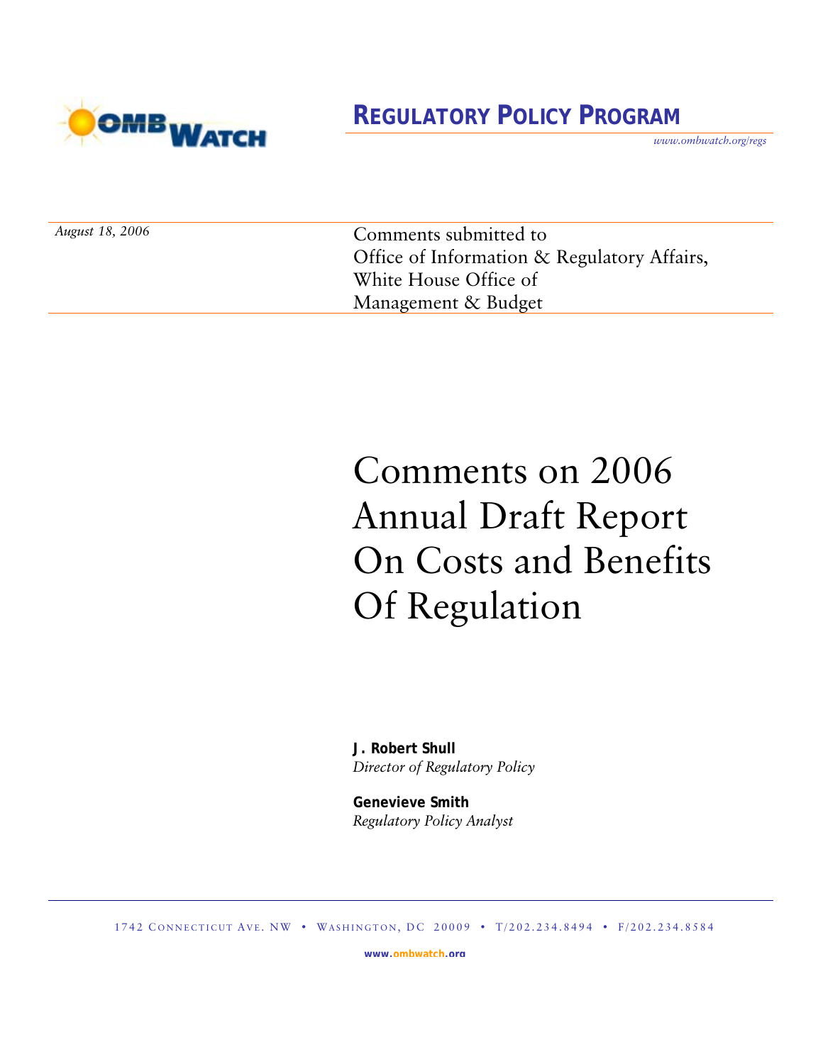OMB WATCH

## REGULATORY POLICY PROGRAM

*www.ombwatch.org/regs*

*August 18, 2006*

Comments submitted to
Office of Information & Regulatory Affairs,
White House Office of
Management & Budget

# Comments on 2006 Annual Draft Report On Costs and Benefits Of Regulation

**J. Robert Shull**
*Director of Regulatory Policy*

**Genevieve Smith**
*Regulatory Policy Analyst*

1742 CONNECTICUT AVE. NW • WASHINGTON, DC 20009 • T/202.234.8494 • F/202.234.8584

www.ombwatch.org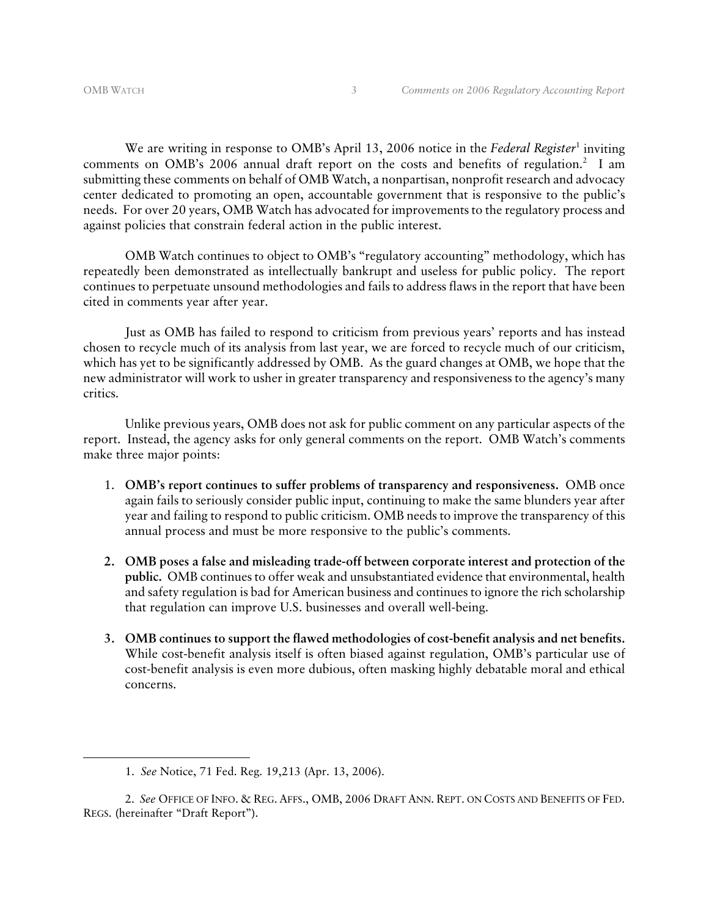We are writing in response to OMB's April 13, 2006 notice in the *Federal Register*[1] inviting comments on OMB's 2006 annual draft report on the costs and benefits of regulation.[2] I am submitting these comments on behalf of OMB Watch, a nonpartisan, nonprofit research and advocacy center dedicated to promoting an open, accountable government that is responsive to the public's needs. For over 20 years, OMB Watch has advocated for improvements to the regulatory process and against policies that constrain federal action in the public interest.

OMB Watch continues to object to OMB's "regulatory accounting" methodology, which has repeatedly been demonstrated as intellectually bankrupt and useless for public policy. The report continues to perpetuate unsound methodologies and fails to address flaws in the report that have been cited in comments year after year.

Just as OMB has failed to respond to criticism from previous years' reports and has instead chosen to recycle much of its analysis from last year, we are forced to recycle much of our criticism, which has yet to be significantly addressed by OMB. As the guard changes at OMB, we hope that the new administrator will work to usher in greater transparency and responsiveness to the agency's many critics.

Unlike previous years, OMB does not ask for public comment on any particular aspects of the report. Instead, the agency asks for only general comments on the report. OMB Watch's comments make three major points:

1. **OMB's report continues to suffer problems of transparency and responsiveness.** OMB once again fails to seriously consider public input, continuing to make the same blunders year after year and failing to respond to public criticism. OMB needs to improve the transparency of this annual process and must be more responsive to the public's comments.

2. **OMB poses a false and misleading trade-off between corporate interest and protection of the public.** OMB continues to offer weak and unsubstantiated evidence that environmental, health and safety regulation is bad for American business and continues to ignore the rich scholarship that regulation can improve U.S. businesses and overall well-being.

3. **OMB continues to support the flawed methodologies of cost-benefit analysis and net benefits.** While cost-benefit analysis itself is often biased against regulation, OMB's particular use of cost-benefit analysis is even more dubious, often masking highly debatable moral and ethical concerns.

---

1. *See* Notice, 71 Fed. Reg. 19,213 (Apr. 13, 2006).

2. *See* OFFICE OF INFO. & REG. AFFS., OMB, 2006 DRAFT ANN. REPT. ON COSTS AND BENEFITS OF FED. REGS. (hereinafter "Draft Report").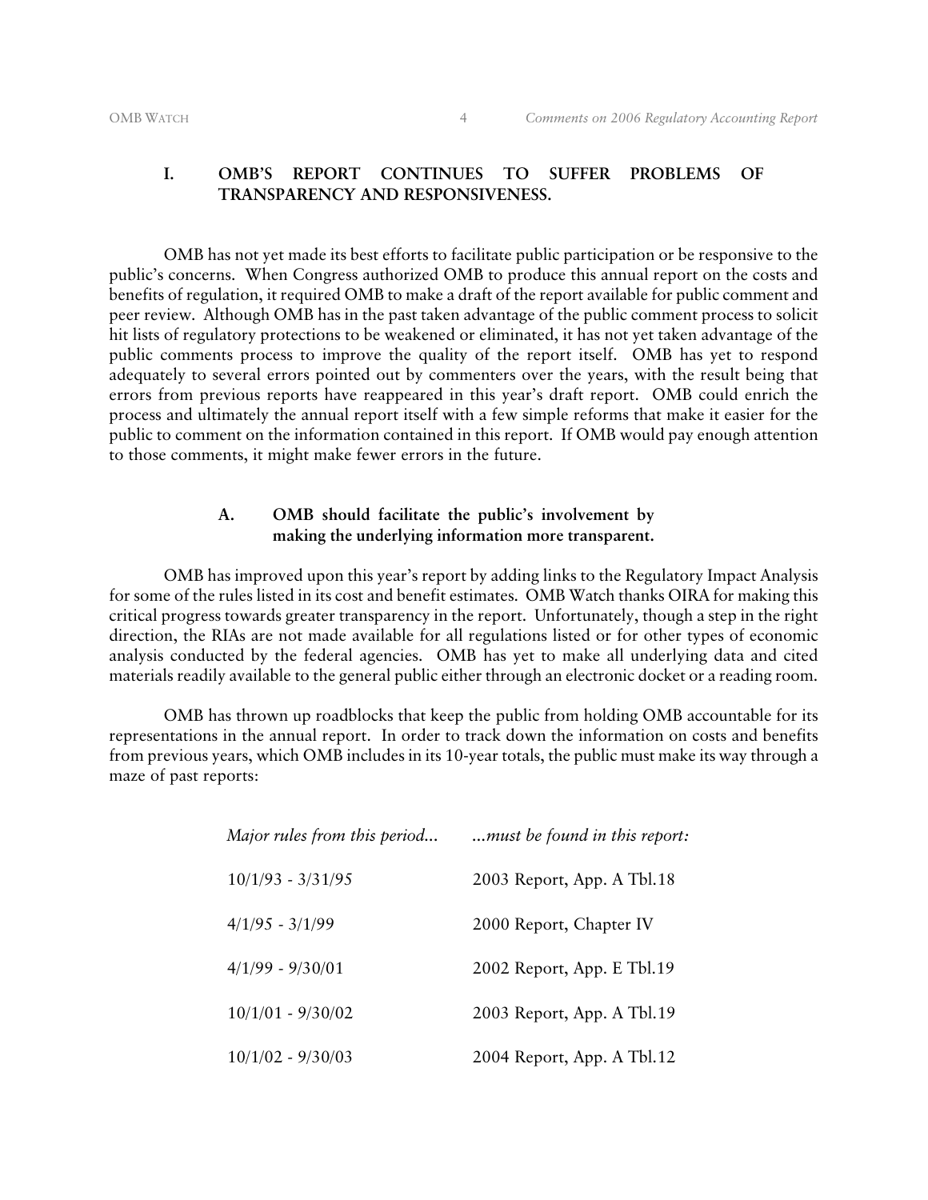## I. OMB'S REPORT CONTINUES TO SUFFER PROBLEMS OF TRANSPARENCY AND RESPONSIVENESS.

OMB has not yet made its best efforts to facilitate public participation or be responsive to the public's concerns. When Congress authorized OMB to produce this annual report on the costs and benefits of regulation, it required OMB to make a draft of the report available for public comment and peer review. Although OMB has in the past taken advantage of the public comment process to solicit hit lists of regulatory protections to be weakened or eliminated, it has not yet taken advantage of the public comments process to improve the quality of the report itself. OMB has yet to respond adequately to several errors pointed out by commenters over the years, with the result being that errors from previous reports have reappeared in this year's draft report. OMB could enrich the process and ultimately the annual report itself with a few simple reforms that make it easier for the public to comment on the information contained in this report. If OMB would pay enough attention to those comments, it might make fewer errors in the future.

### A. OMB should facilitate the public's involvement by making the underlying information more transparent.

OMB has improved upon this year's report by adding links to the Regulatory Impact Analysis for some of the rules listed in its cost and benefit estimates. OMB Watch thanks OIRA for making this critical progress towards greater transparency in the report. Unfortunately, though a step in the right direction, the RIAs are not made available for all regulations listed or for other types of economic analysis conducted by the federal agencies. OMB has yet to make all underlying data and cited materials readily available to the general public either through an electronic docket or a reading room.

OMB has thrown up roadblocks that keep the public from holding OMB accountable for its representations in the annual report. In order to track down the information on costs and benefits from previous years, which OMB includes in its 10-year totals, the public must make its way through a maze of past reports:

| *Major rules from this period...* | *...must be found in this report:* |
|---|---|
| 10/1/93 - 3/31/95 | 2003 Report, App. A Tbl.18 |
| 4/1/95 - 3/1/99 | 2000 Report, Chapter IV |
| 4/1/99 - 9/30/01 | 2002 Report, App. E Tbl.19 |
| 10/1/01 - 9/30/02 | 2003 Report, App. A Tbl.19 |
| 10/1/02 - 9/30/03 | 2004 Report, App. A Tbl.12 |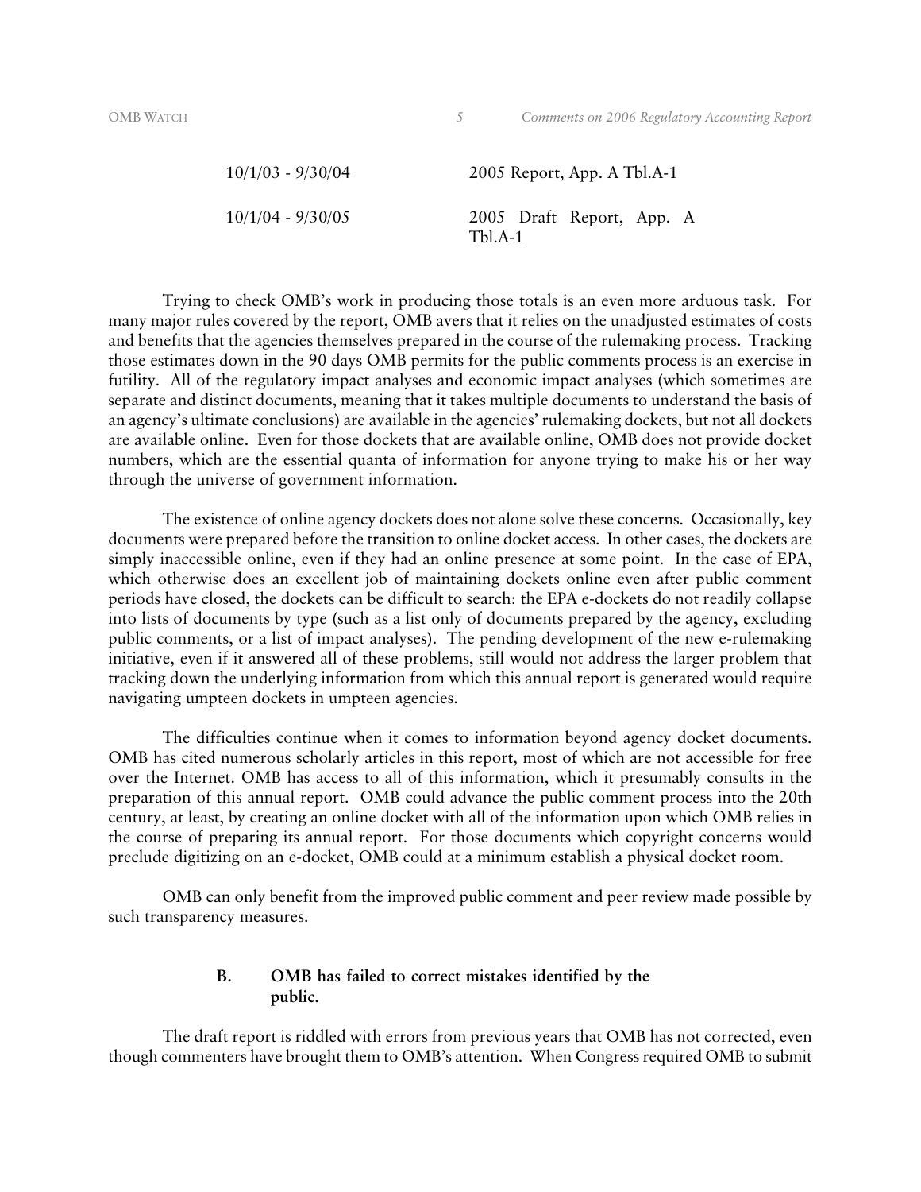| | |
|---|---|
| 10/1/03 - 9/30/04 | 2005 Report, App. A Tbl.A-1 |
| 10/1/04 - 9/30/05 | 2005 Draft Report, App. A Tbl.A-1 |

Trying to check OMB's work in producing those totals is an even more arduous task. For many major rules covered by the report, OMB avers that it relies on the unadjusted estimates of costs and benefits that the agencies themselves prepared in the course of the rulemaking process. Tracking those estimates down in the 90 days OMB permits for the public comments process is an exercise in futility. All of the regulatory impact analyses and economic impact analyses (which sometimes are separate and distinct documents, meaning that it takes multiple documents to understand the basis of an agency's ultimate conclusions) are available in the agencies' rulemaking dockets, but not all dockets are available online. Even for those dockets that are available online, OMB does not provide docket numbers, which are the essential quanta of information for anyone trying to make his or her way through the universe of government information.

The existence of online agency dockets does not alone solve these concerns. Occasionally, key documents were prepared before the transition to online docket access. In other cases, the dockets are simply inaccessible online, even if they had an online presence at some point. In the case of EPA, which otherwise does an excellent job of maintaining dockets online even after public comment periods have closed, the dockets can be difficult to search: the EPA e-dockets do not readily collapse into lists of documents by type (such as a list only of documents prepared by the agency, excluding public comments, or a list of impact analyses). The pending development of the new e-rulemaking initiative, even if it answered all of these problems, still would not address the larger problem that tracking down the underlying information from which this annual report is generated would require navigating umpteen dockets in umpteen agencies.

The difficulties continue when it comes to information beyond agency docket documents. OMB has cited numerous scholarly articles in this report, most of which are not accessible for free over the Internet. OMB has access to all of this information, which it presumably consults in the preparation of this annual report. OMB could advance the public comment process into the 20th century, at least, by creating an online docket with all of the information upon which OMB relies in the course of preparing its annual report. For those documents which copyright concerns would preclude digitizing on an e-docket, OMB could at a minimum establish a physical docket room.

OMB can only benefit from the improved public comment and peer review made possible by such transparency measures.

### B. OMB has failed to correct mistakes identified by the public.

The draft report is riddled with errors from previous years that OMB has not corrected, even though commenters have brought them to OMB's attention. When Congress required OMB to submit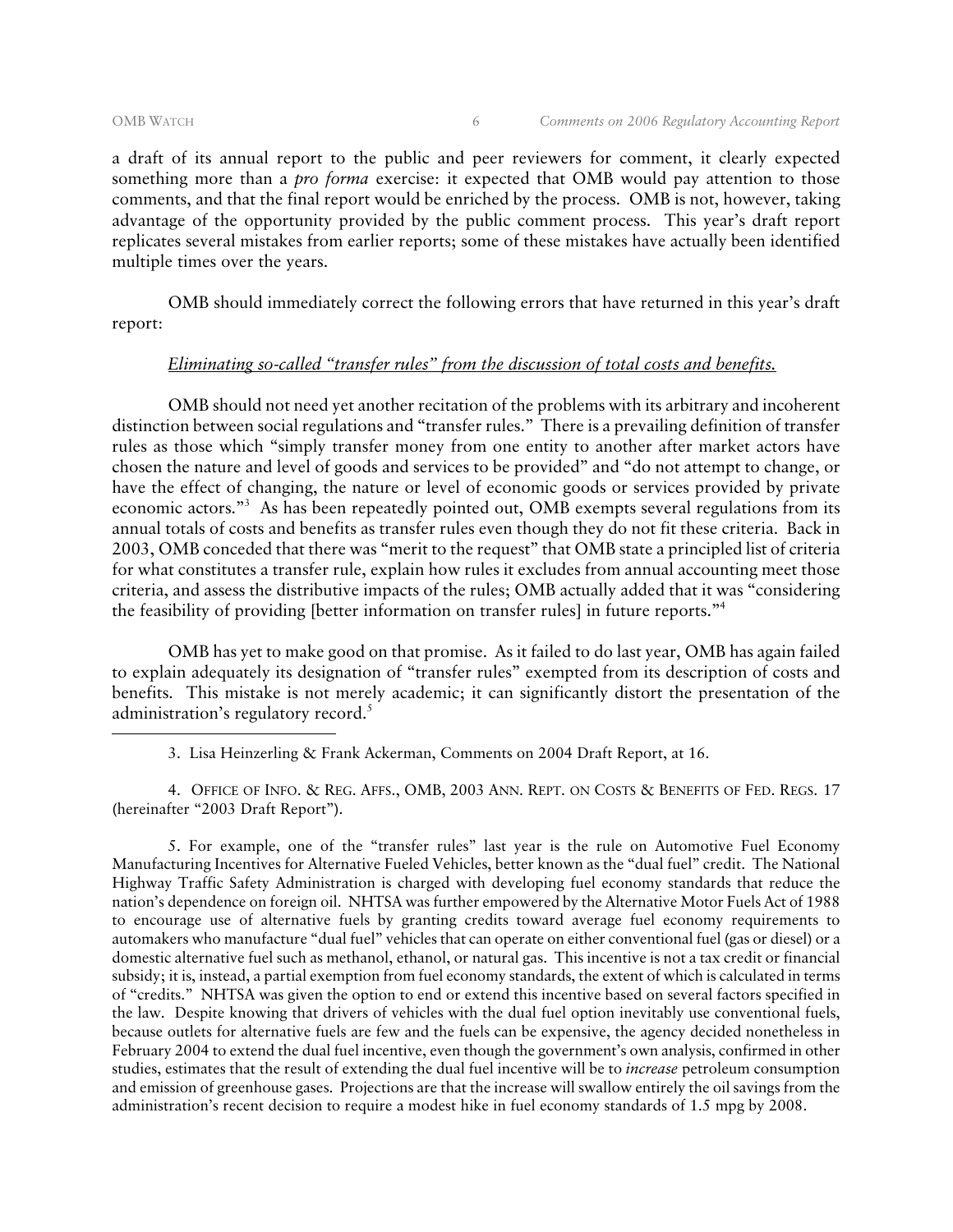a draft of its annual report to the public and peer reviewers for comment, it clearly expected something more than a *pro forma* exercise: it expected that OMB would pay attention to those comments, and that the final report would be enriched by the process. OMB is not, however, taking advantage of the opportunity provided by the public comment process. This year's draft report replicates several mistakes from earlier reports; some of these mistakes have actually been identified multiple times over the years.

OMB should immediately correct the following errors that have returned in this year's draft report:

*Eliminating so-called "transfer rules" from the discussion of total costs and benefits.*

OMB should not need yet another recitation of the problems with its arbitrary and incoherent distinction between social regulations and "transfer rules." There is a prevailing definition of transfer rules as those which "simply transfer money from one entity to another after market actors have chosen the nature and level of goods and services to be provided" and "do not attempt to change, or have the effect of changing, the nature or level of economic goods or services provided by private economic actors."[3] As has been repeatedly pointed out, OMB exempts several regulations from its annual totals of costs and benefits as transfer rules even though they do not fit these criteria. Back in 2003, OMB conceded that there was "merit to the request" that OMB state a principled list of criteria for what constitutes a transfer rule, explain how rules it excludes from annual accounting meet those criteria, and assess the distributive impacts of the rules; OMB actually added that it was "considering the feasibility of providing [better information on transfer rules] in future reports."[4]

OMB has yet to make good on that promise. As it failed to do last year, OMB has again failed to explain adequately its designation of "transfer rules" exempted from its description of costs and benefits. This mistake is not merely academic; it can significantly distort the presentation of the administration's regulatory record.[5]

---

3. Lisa Heinzerling & Frank Ackerman, Comments on 2004 Draft Report, at 16.

4. OFFICE OF INFO. & REG. AFFS., OMB, 2003 ANN. REPT. ON COSTS & BENEFITS OF FED. REGS. 17 (hereinafter "2003 Draft Report").

5. For example, one of the "transfer rules" last year is the rule on Automotive Fuel Economy Manufacturing Incentives for Alternative Fueled Vehicles, better known as the "dual fuel" credit. The National Highway Traffic Safety Administration is charged with developing fuel economy standards that reduce the nation's dependence on foreign oil. NHTSA was further empowered by the Alternative Motor Fuels Act of 1988 to encourage use of alternative fuels by granting credits toward average fuel economy requirements to automakers who manufacture "dual fuel" vehicles that can operate on either conventional fuel (gas or diesel) or a domestic alternative fuel such as methanol, ethanol, or natural gas. This incentive is not a tax credit or financial subsidy; it is, instead, a partial exemption from fuel economy standards, the extent of which is calculated in terms of "credits." NHTSA was given the option to end or extend this incentive based on several factors specified in the law. Despite knowing that drivers of vehicles with the dual fuel option inevitably use conventional fuels, because outlets for alternative fuels are few and the fuels can be expensive, the agency decided nonetheless in February 2004 to extend the dual fuel incentive, even though the government's own analysis, confirmed in other studies, estimates that the result of extending the dual fuel incentive will be to *increase* petroleum consumption and emission of greenhouse gases. Projections are that the increase will swallow entirely the oil savings from the administration's recent decision to require a modest hike in fuel economy standards of 1.5 mpg by 2008.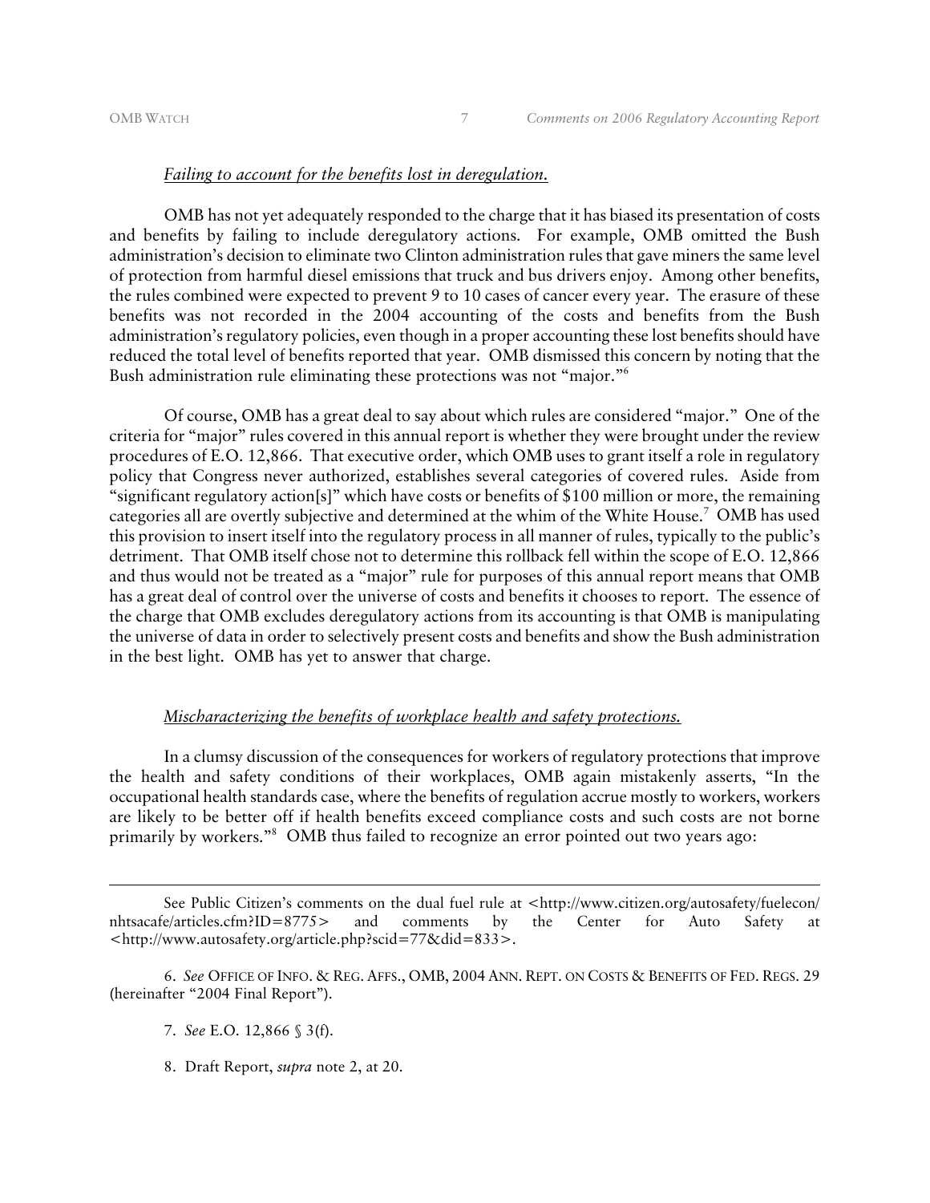*Failing to account for the benefits lost in deregulation.*

OMB has not yet adequately responded to the charge that it has biased its presentation of costs and benefits by failing to include deregulatory actions. For example, OMB omitted the Bush administration's decision to eliminate two Clinton administration rules that gave miners the same level of protection from harmful diesel emissions that truck and bus drivers enjoy. Among other benefits, the rules combined were expected to prevent 9 to 10 cases of cancer every year. The erasure of these benefits was not recorded in the 2004 accounting of the costs and benefits from the Bush administration's regulatory policies, even though in a proper accounting these lost benefits should have reduced the total level of benefits reported that year. OMB dismissed this concern by noting that the Bush administration rule eliminating these protections was not "major."[6]

Of course, OMB has a great deal to say about which rules are considered "major." One of the criteria for "major" rules covered in this annual report is whether they were brought under the review procedures of E.O. 12,866. That executive order, which OMB uses to grant itself a role in regulatory policy that Congress never authorized, establishes several categories of covered rules. Aside from "significant regulatory action[s]" which have costs or benefits of $100 million or more, the remaining categories all are overtly subjective and determined at the whim of the White House.[7] OMB has used this provision to insert itself into the regulatory process in all manner of rules, typically to the public's detriment. That OMB itself chose not to determine this rollback fell within the scope of E.O. 12,866 and thus would not be treated as a "major" rule for purposes of this annual report means that OMB has a great deal of control over the universe of costs and benefits it chooses to report. The essence of the charge that OMB excludes deregulatory actions from its accounting is that OMB is manipulating the universe of data in order to selectively present costs and benefits and show the Bush administration in the best light. OMB has yet to answer that charge.

*Mischaracterizing the benefits of workplace health and safety protections.*

In a clumsy discussion of the consequences for workers of regulatory protections that improve the health and safety conditions of their workplaces, OMB again mistakenly asserts, "In the occupational health standards case, where the benefits of regulation accrue mostly to workers, workers are likely to be better off if health benefits exceed compliance costs and such costs are not borne primarily by workers."[8] OMB thus failed to recognize an error pointed out two years ago:

---

See Public Citizen's comments on the dual fuel rule at <http://www.citizen.org/autosafety/fuelecon/nhtsacafe/articles.cfm?ID=8775> and comments by the Center for Auto Safety at <http://www.autosafety.org/article.php?scid=77&did=833>.

6. *See* OFFICE OF INFO. & REG. AFFS., OMB, 2004 ANN. REPT. ON COSTS & BENEFITS OF FED. REGS. 29 (hereinafter "2004 Final Report").

7. *See* E.O. 12,866 § 3(f).

8. Draft Report, *supra* note 2, at 20.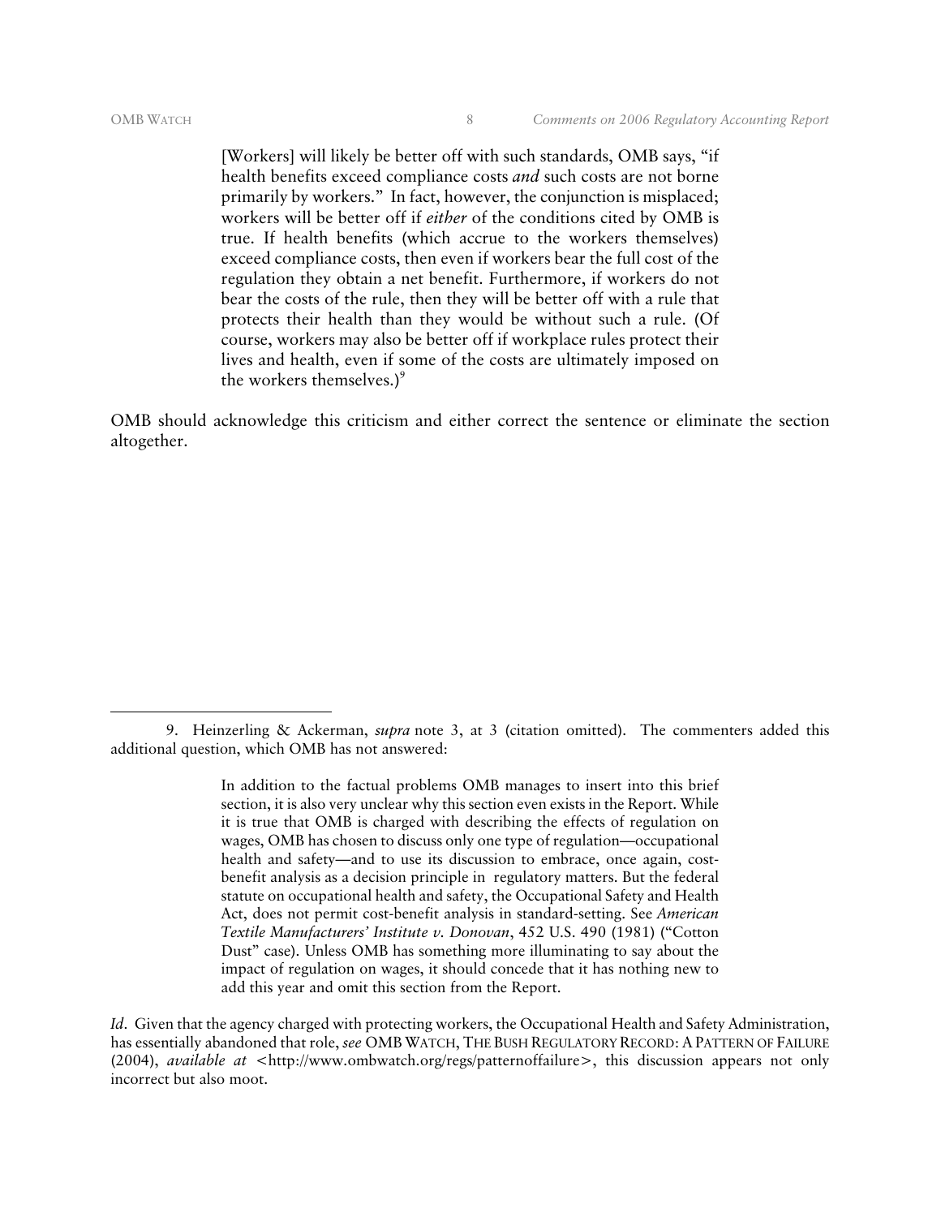> [Workers] will likely be better off with such standards, OMB says, "if health benefits exceed compliance costs *and* such costs are not borne primarily by workers." In fact, however, the conjunction is misplaced; workers will be better off if *either* of the conditions cited by OMB is true. If health benefits (which accrue to the workers themselves) exceed compliance costs, then even if workers bear the full cost of the regulation they obtain a net benefit. Furthermore, if workers do not bear the costs of the rule, then they will be better off with a rule that protects their health than they would be without such a rule. (Of course, workers may also be better off if workplace rules protect their lives and health, even if some of the costs are ultimately imposed on the workers themselves.)[9]

OMB should acknowledge this criticism and either correct the sentence or eliminate the section altogether.

---

9. Heinzerling & Ackerman, *supra* note 3, at 3 (citation omitted). The commenters added this additional question, which OMB has not answered:

> In addition to the factual problems OMB manages to insert into this brief section, it is also very unclear why this section even exists in the Report. While it is true that OMB is charged with describing the effects of regulation on wages, OMB has chosen to discuss only one type of regulation—occupational health and safety—and to use its discussion to embrace, once again, cost-benefit analysis as a decision principle in regulatory matters. But the federal statute on occupational health and safety, the Occupational Safety and Health Act, does not permit cost-benefit analysis in standard-setting. See *American Textile Manufacturers' Institute v. Donovan*, 452 U.S. 490 (1981) ("Cotton Dust" case). Unless OMB has something more illuminating to say about the impact of regulation on wages, it should concede that it has nothing new to add this year and omit this section from the Report.

*Id*. Given that the agency charged with protecting workers, the Occupational Health and Safety Administration, has essentially abandoned that role, *see* OMB WATCH, THE BUSH REGULATORY RECORD: A PATTERN OF FAILURE (2004), *available at* <http://www.ombwatch.org/regs/patternoffailure>, this discussion appears not only incorrect but also moot.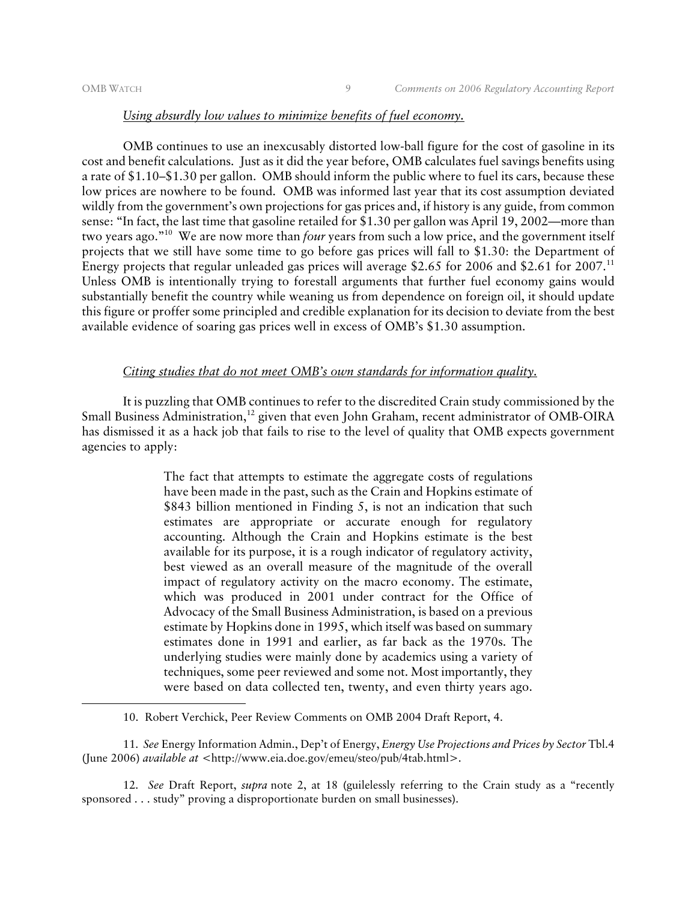*Using absurdly low values to minimize benefits of fuel economy.*

OMB continues to use an inexcusably distorted low-ball figure for the cost of gasoline in its cost and benefit calculations. Just as it did the year before, OMB calculates fuel savings benefits using a rate of $1.10–$1.30 per gallon. OMB should inform the public where to fuel its cars, because these low prices are nowhere to be found. OMB was informed last year that its cost assumption deviated wildly from the government's own projections for gas prices and, if history is any guide, from common sense: "In fact, the last time that gasoline retailed for $1.30 per gallon was April 19, 2002—more than two years ago."[10] We are now more than *four* years from such a low price, and the government itself projects that we still have some time to go before gas prices will fall to $1.30: the Department of Energy projects that regular unleaded gas prices will average $2.65 for 2006 and $2.61 for 2007.[11] Unless OMB is intentionally trying to forestall arguments that further fuel economy gains would substantially benefit the country while weaning us from dependence on foreign oil, it should update this figure or proffer some principled and credible explanation for its decision to deviate from the best available evidence of soaring gas prices well in excess of OMB's $1.30 assumption.

*Citing studies that do not meet OMB's own standards for information quality.*

It is puzzling that OMB continues to refer to the discredited Crain study commissioned by the Small Business Administration,[12] given that even John Graham, recent administrator of OMB-OIRA has dismissed it as a hack job that fails to rise to the level of quality that OMB expects government agencies to apply:

> The fact that attempts to estimate the aggregate costs of regulations have been made in the past, such as the Crain and Hopkins estimate of $843 billion mentioned in Finding 5, is not an indication that such estimates are appropriate or accurate enough for regulatory accounting. Although the Crain and Hopkins estimate is the best available for its purpose, it is a rough indicator of regulatory activity, best viewed as an overall measure of the magnitude of the overall impact of regulatory activity on the macro economy. The estimate, which was produced in 2001 under contract for the Office of Advocacy of the Small Business Administration, is based on a previous estimate by Hopkins done in 1995, which itself was based on summary estimates done in 1991 and earlier, as far back as the 1970s. The underlying studies were mainly done by academics using a variety of techniques, some peer reviewed and some not. Most importantly, they were based on data collected ten, twenty, and even thirty years ago.

---

10. Robert Verchick, Peer Review Comments on OMB 2004 Draft Report, 4.

11. *See* Energy Information Admin., Dep't of Energy, *Energy Use Projections and Prices by Sector* Tbl.4 (June 2006) *available at* <http://www.eia.doe.gov/emeu/steo/pub/4tab.html>.

12. *See* Draft Report, *supra* note 2, at 18 (guilelessly referring to the Crain study as a "recently sponsored . . . study" proving a disproportionate burden on small businesses).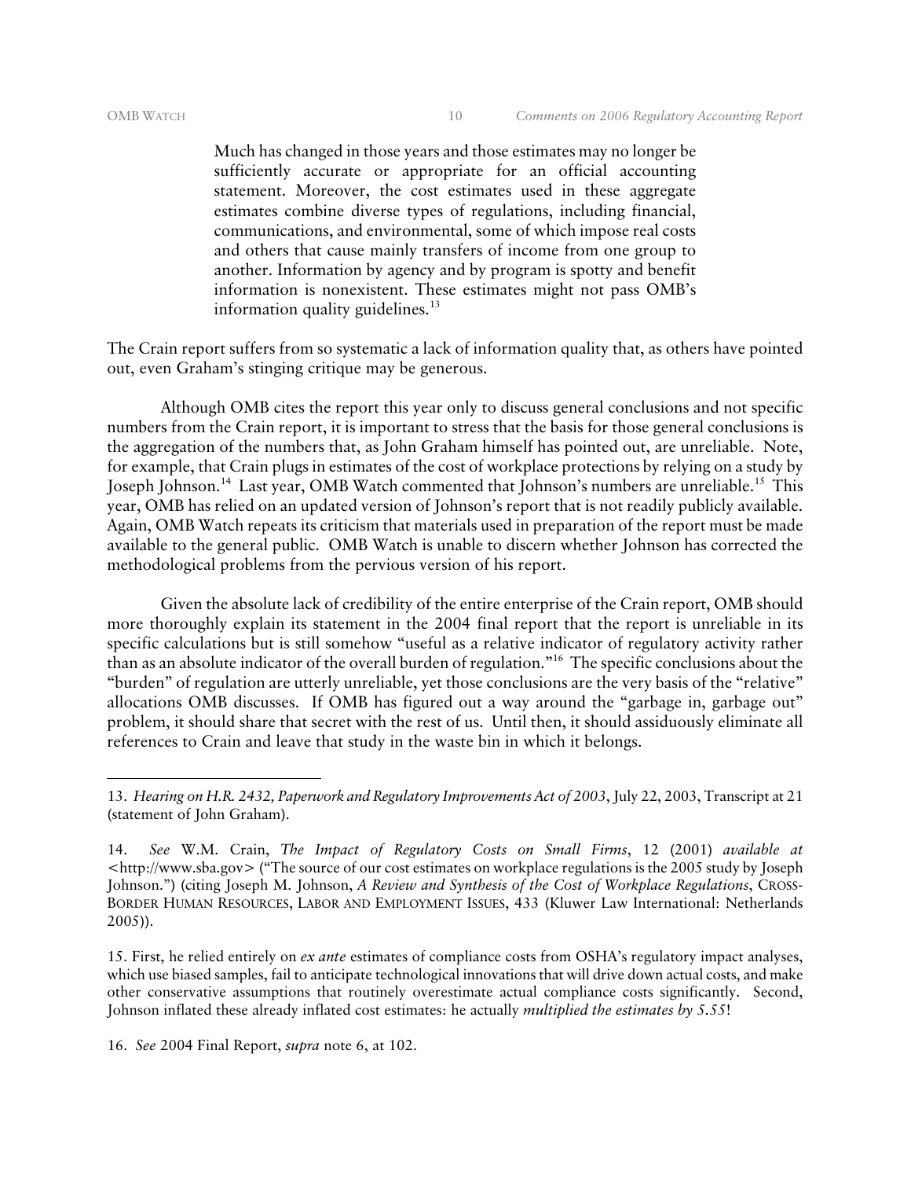> Much has changed in those years and those estimates may no longer be sufficiently accurate or appropriate for an official accounting statement. Moreover, the cost estimates used in these aggregate estimates combine diverse types of regulations, including financial, communications, and environmental, some of which impose real costs and others that cause mainly transfers of income from one group to another. Information by agency and by program is spotty and benefit information is nonexistent. These estimates might not pass OMB's information quality guidelines.[13]

The Crain report suffers from so systematic a lack of information quality that, as others have pointed out, even Graham's stinging critique may be generous.

Although OMB cites the report this year only to discuss general conclusions and not specific numbers from the Crain report, it is important to stress that the basis for those general conclusions is the aggregation of the numbers that, as John Graham himself has pointed out, are unreliable. Note, for example, that Crain plugs in estimates of the cost of workplace protections by relying on a study by Joseph Johnson.[14] Last year, OMB Watch commented that Johnson's numbers are unreliable.[15] This year, OMB has relied on an updated version of Johnson's report that is not readily publicly available. Again, OMB Watch repeats its criticism that materials used in preparation of the report must be made available to the general public. OMB Watch is unable to discern whether Johnson has corrected the methodological problems from the pervious version of his report.

Given the absolute lack of credibility of the entire enterprise of the Crain report, OMB should more thoroughly explain its statement in the 2004 final report that the report is unreliable in its specific calculations but is still somehow "useful as a relative indicator of regulatory activity rather than as an absolute indicator of the overall burden of regulation."[16] The specific conclusions about the "burden" of regulation are utterly unreliable, yet those conclusions are the very basis of the "relative" allocations OMB discusses. If OMB has figured out a way around the "garbage in, garbage out" problem, it should share that secret with the rest of us. Until then, it should assiduously eliminate all references to Crain and leave that study in the waste bin in which it belongs.

---

13. *Hearing on H.R. 2432, Paperwork and Regulatory Improvements Act of 2003*, July 22, 2003, Transcript at 21 (statement of John Graham).

14. *See* W.M. Crain, *The Impact of Regulatory Costs on Small Firms*, 12 (2001) *available at* <http://www.sba.gov> ("The source of our cost estimates on workplace regulations is the 2005 study by Joseph Johnson.") (citing Joseph M. Johnson, *A Review and Synthesis of the Cost of Workplace Regulations*, CROSS-BORDER HUMAN RESOURCES, LABOR AND EMPLOYMENT ISSUES, 433 (Kluwer Law International: Netherlands 2005)).

15. First, he relied entirely on *ex ante* estimates of compliance costs from OSHA's regulatory impact analyses, which use biased samples, fail to anticipate technological innovations that will drive down actual costs, and make other conservative assumptions that routinely overestimate actual compliance costs significantly. Second, Johnson inflated these already inflated cost estimates: he actually *multiplied the estimates by 5.55*!

16. *See* 2004 Final Report, *supra* note 6, at 102.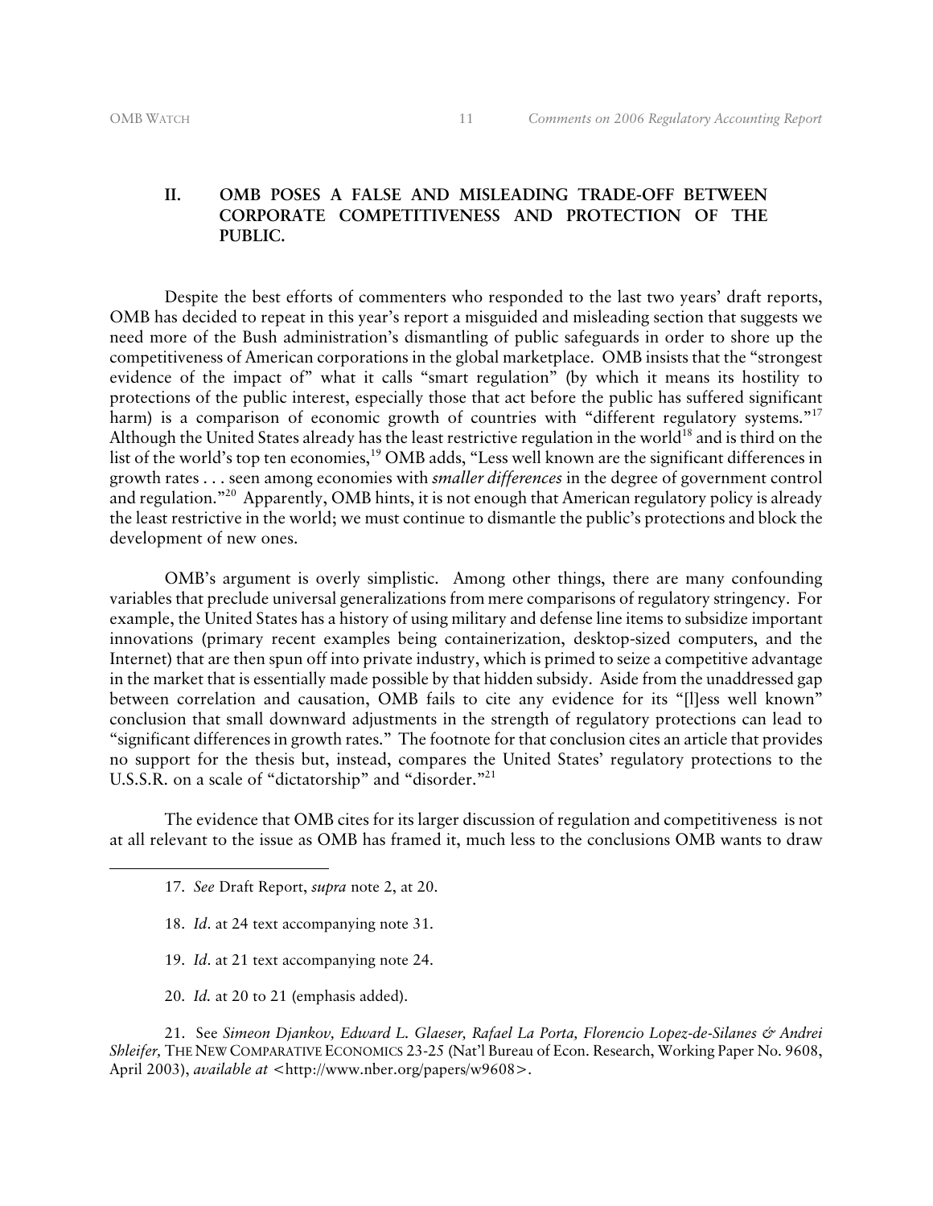## II. OMB POSES A FALSE AND MISLEADING TRADE-OFF BETWEEN CORPORATE COMPETITIVENESS AND PROTECTION OF THE PUBLIC.

Despite the best efforts of commenters who responded to the last two years' draft reports, OMB has decided to repeat in this year's report a misguided and misleading section that suggests we need more of the Bush administration's dismantling of public safeguards in order to shore up the competitiveness of American corporations in the global marketplace. OMB insists that the "strongest evidence of the impact of" what it calls "smart regulation" (by which it means its hostility to protections of the public interest, especially those that act before the public has suffered significant harm) is a comparison of economic growth of countries with "different regulatory systems."[17] Although the United States already has the least restrictive regulation in the world[18] and is third on the list of the world's top ten economies,[19] OMB adds, "Less well known are the significant differences in growth rates . . . seen among economies with *smaller differences* in the degree of government control and regulation."[20] Apparently, OMB hints, it is not enough that American regulatory policy is already the least restrictive in the world; we must continue to dismantle the public's protections and block the development of new ones.

OMB's argument is overly simplistic. Among other things, there are many confounding variables that preclude universal generalizations from mere comparisons of regulatory stringency. For example, the United States has a history of using military and defense line items to subsidize important innovations (primary recent examples being containerization, desktop-sized computers, and the Internet) that are then spun off into private industry, which is primed to seize a competitive advantage in the market that is essentially made possible by that hidden subsidy. Aside from the unaddressed gap between correlation and causation, OMB fails to cite any evidence for its "[l]ess well known" conclusion that small downward adjustments in the strength of regulatory protections can lead to "significant differences in growth rates." The footnote for that conclusion cites an article that provides no support for the thesis but, instead, compares the United States' regulatory protections to the U.S.S.R. on a scale of "dictatorship" and "disorder."[21]

The evidence that OMB cites for its larger discussion of regulation and competitiveness is not at all relevant to the issue as OMB has framed it, much less to the conclusions OMB wants to draw

---

17. *See* Draft Report, *supra* note 2, at 20.

18. *Id*. at 24 text accompanying note 31.

19. *Id*. at 21 text accompanying note 24.

20. *Id.* at 20 to 21 (emphasis added).

21. See *Simeon Djankov, Edward L. Glaeser, Rafael La Porta, Florencio Lopez-de-Silanes & Andrei Shleifer,* THE NEW COMPARATIVE ECONOMICS 23-25 (Nat'l Bureau of Econ. Research, Working Paper No. 9608, April 2003), *available at* <http://www.nber.org/papers/w9608>.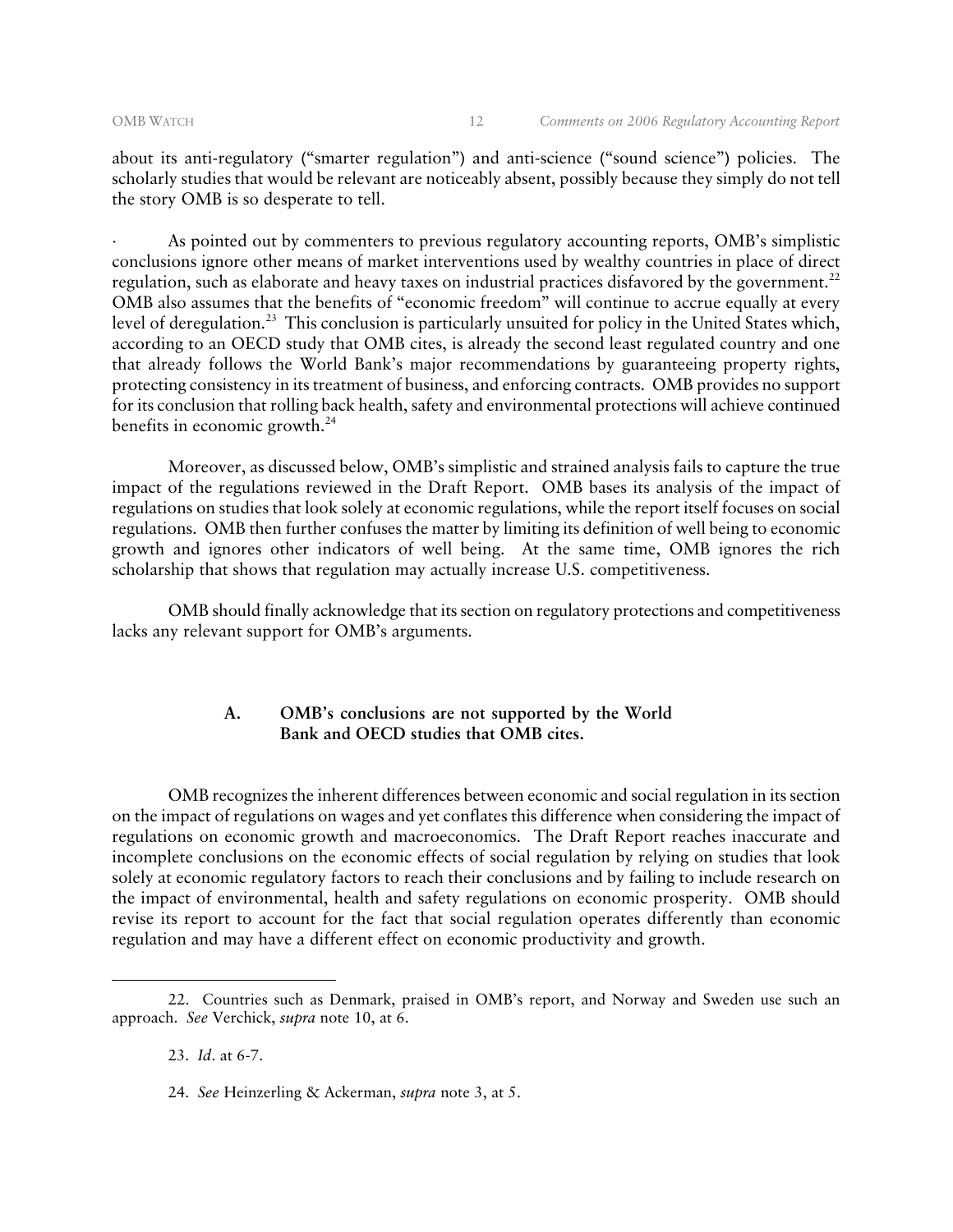about its anti-regulatory ("smarter regulation") and anti-science ("sound science") policies. The scholarly studies that would be relevant are noticeably absent, possibly because they simply do not tell the story OMB is so desperate to tell.

· As pointed out by commenters to previous regulatory accounting reports, OMB's simplistic conclusions ignore other means of market interventions used by wealthy countries in place of direct regulation, such as elaborate and heavy taxes on industrial practices disfavored by the government.[22] OMB also assumes that the benefits of "economic freedom" will continue to accrue equally at every level of deregulation.[23] This conclusion is particularly unsuited for policy in the United States which, according to an OECD study that OMB cites, is already the second least regulated country and one that already follows the World Bank's major recommendations by guaranteeing property rights, protecting consistency in its treatment of business, and enforcing contracts. OMB provides no support for its conclusion that rolling back health, safety and environmental protections will achieve continued benefits in economic growth.[24]

Moreover, as discussed below, OMB's simplistic and strained analysis fails to capture the true impact of the regulations reviewed in the Draft Report. OMB bases its analysis of the impact of regulations on studies that look solely at economic regulations, while the report itself focuses on social regulations. OMB then further confuses the matter by limiting its definition of well being to economic growth and ignores other indicators of well being. At the same time, OMB ignores the rich scholarship that shows that regulation may actually increase U.S. competitiveness.

OMB should finally acknowledge that its section on regulatory protections and competitiveness lacks any relevant support for OMB's arguments.

### A. OMB's conclusions are not supported by the World Bank and OECD studies that OMB cites.

OMB recognizes the inherent differences between economic and social regulation in its section on the impact of regulations on wages and yet conflates this difference when considering the impact of regulations on economic growth and macroeconomics. The Draft Report reaches inaccurate and incomplete conclusions on the economic effects of social regulation by relying on studies that look solely at economic regulatory factors to reach their conclusions and by failing to include research on the impact of environmental, health and safety regulations on economic prosperity. OMB should revise its report to account for the fact that social regulation operates differently than economic regulation and may have a different effect on economic productivity and growth.

---

22. Countries such as Denmark, praised in OMB's report, and Norway and Sweden use such an approach. *See* Verchick, *supra* note 10, at 6.

23. *Id*. at 6-7.

24. *See* Heinzerling & Ackerman, *supra* note 3, at 5.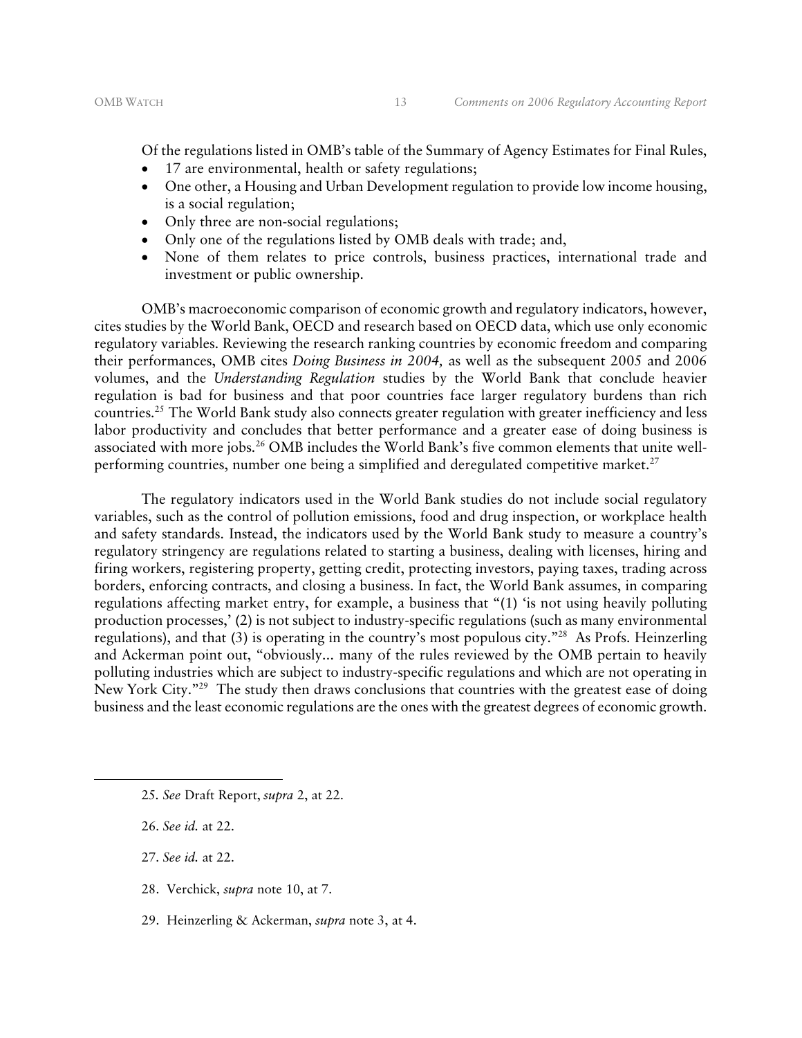Of the regulations listed in OMB's table of the Summary of Agency Estimates for Final Rules,

- 17 are environmental, health or safety regulations;
- One other, a Housing and Urban Development regulation to provide low income housing, is a social regulation;
- Only three are non-social regulations;
- Only one of the regulations listed by OMB deals with trade; and,
- None of them relates to price controls, business practices, international trade and investment or public ownership.

OMB's macroeconomic comparison of economic growth and regulatory indicators, however, cites studies by the World Bank, OECD and research based on OECD data, which use only economic regulatory variables. Reviewing the research ranking countries by economic freedom and comparing their performances, OMB cites *Doing Business in 2004,* as well as the subsequent 2005 and 2006 volumes, and the *Understanding Regulation* studies by the World Bank that conclude heavier regulation is bad for business and that poor countries face larger regulatory burdens than rich countries.[25] The World Bank study also connects greater regulation with greater inefficiency and less labor productivity and concludes that better performance and a greater ease of doing business is associated with more jobs.[26] OMB includes the World Bank's five common elements that unite well-performing countries, number one being a simplified and deregulated competitive market.[27]

The regulatory indicators used in the World Bank studies do not include social regulatory variables, such as the control of pollution emissions, food and drug inspection, or workplace health and safety standards. Instead, the indicators used by the World Bank study to measure a country's regulatory stringency are regulations related to starting a business, dealing with licenses, hiring and firing workers, registering property, getting credit, protecting investors, paying taxes, trading across borders, enforcing contracts, and closing a business. In fact, the World Bank assumes, in comparing regulations affecting market entry, for example, a business that "(1) 'is not using heavily polluting production processes,' (2) is not subject to industry-specific regulations (such as many environmental regulations), and that (3) is operating in the country's most populous city."[28] As Profs. Heinzerling and Ackerman point out, "obviously... many of the rules reviewed by the OMB pertain to heavily polluting industries which are subject to industry-specific regulations and which are not operating in New York City."[29] The study then draws conclusions that countries with the greatest ease of doing business and the least economic regulations are the ones with the greatest degrees of economic growth.

---

25. *See* Draft Report, *supra* 2, at 22.

26. *See id.* at 22.

27. *See id.* at 22.

28. Verchick, *supra* note 10, at 7.

29. Heinzerling & Ackerman, *supra* note 3, at 4.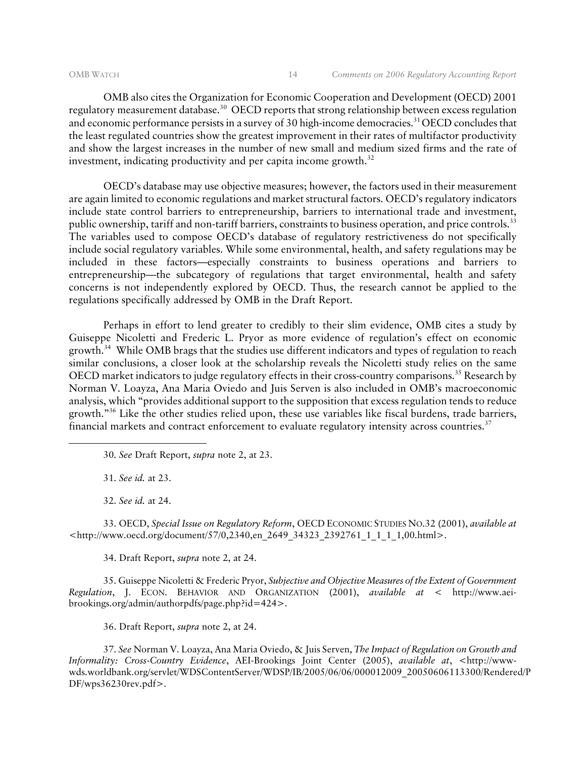OMB also cites the Organization for Economic Cooperation and Development (OECD) 2001 regulatory measurement database.[30] OECD reports that strong relationship between excess regulation and economic performance persists in a survey of 30 high-income democracies.[31] OECD concludes that the least regulated countries show the greatest improvement in their rates of multifactor productivity and show the largest increases in the number of new small and medium sized firms and the rate of investment, indicating productivity and per capita income growth.[32]

OECD's database may use objective measures; however, the factors used in their measurement are again limited to economic regulations and market structural factors. OECD's regulatory indicators include state control barriers to entrepreneurship, barriers to international trade and investment, public ownership, tariff and non-tariff barriers, constraints to business operation, and price controls.[33] The variables used to compose OECD's database of regulatory restrictiveness do not specifically include social regulatory variables. While some environmental, health, and safety regulations may be included in these factors—especially constraints to business operations and barriers to entrepreneurship—the subcategory of regulations that target environmental, health and safety concerns is not independently explored by OECD. Thus, the research cannot be applied to the regulations specifically addressed by OMB in the Draft Report.

Perhaps in effort to lend greater to credibly to their slim evidence, OMB cites a study by Guiseppe Nicoletti and Frederic L. Pryor as more evidence of regulation's effect on economic growth.[34] While OMB brags that the studies use different indicators and types of regulation to reach similar conclusions, a closer look at the scholarship reveals the Nicoletti study relies on the same OECD market indicators to judge regulatory effects in their cross-country comparisons.[35] Research by Norman V. Loayza, Ana Maria Oviedo and Juis Serven is also included in OMB's macroeconomic analysis, which "provides additional support to the supposition that excess regulation tends to reduce growth."[36] Like the other studies relied upon, these use variables like fiscal burdens, trade barriers, financial markets and contract enforcement to evaluate regulatory intensity across countries.[37]

---

30. *See* Draft Report, *supra* note 2, at 23.

31. *See id.* at 23.

32. *See id.* at 24.

33. OECD, *Special Issue on Regulatory Reform*, OECD ECONOMIC STUDIES NO.32 (2001), *available at* <http://www.oecd.org/document/57/0,2340,en_2649_34323_2392761_1_1_1_1,00.html>.

34. Draft Report, *supra* note 2, at 24.

35. Guiseppe Nicoletti & Frederic Pryor, *Subjective and Objective Measures of the Extent of Government Regulation*, J. ECON. BEHAVIOR AND ORGANIZATION (2001), *available at* < http://www.aei-brookings.org/admin/authorpdfs/page.php?id=424>.

36. Draft Report, *supra* note 2, at 24.

37. *See* Norman V. Loayza, Ana Maria Oviedo, & Juis Serven, *The Impact of Regulation on Growth and Informality: Cross-Country Evidence*, AEI-Brookings Joint Center (2005), *available at*, <http://www-wds.worldbank.org/servlet/WDSContentServer/WDSP/IB/2005/06/06/000012009_20050606113300/Rendered/PDF/wps36230rev.pdf>.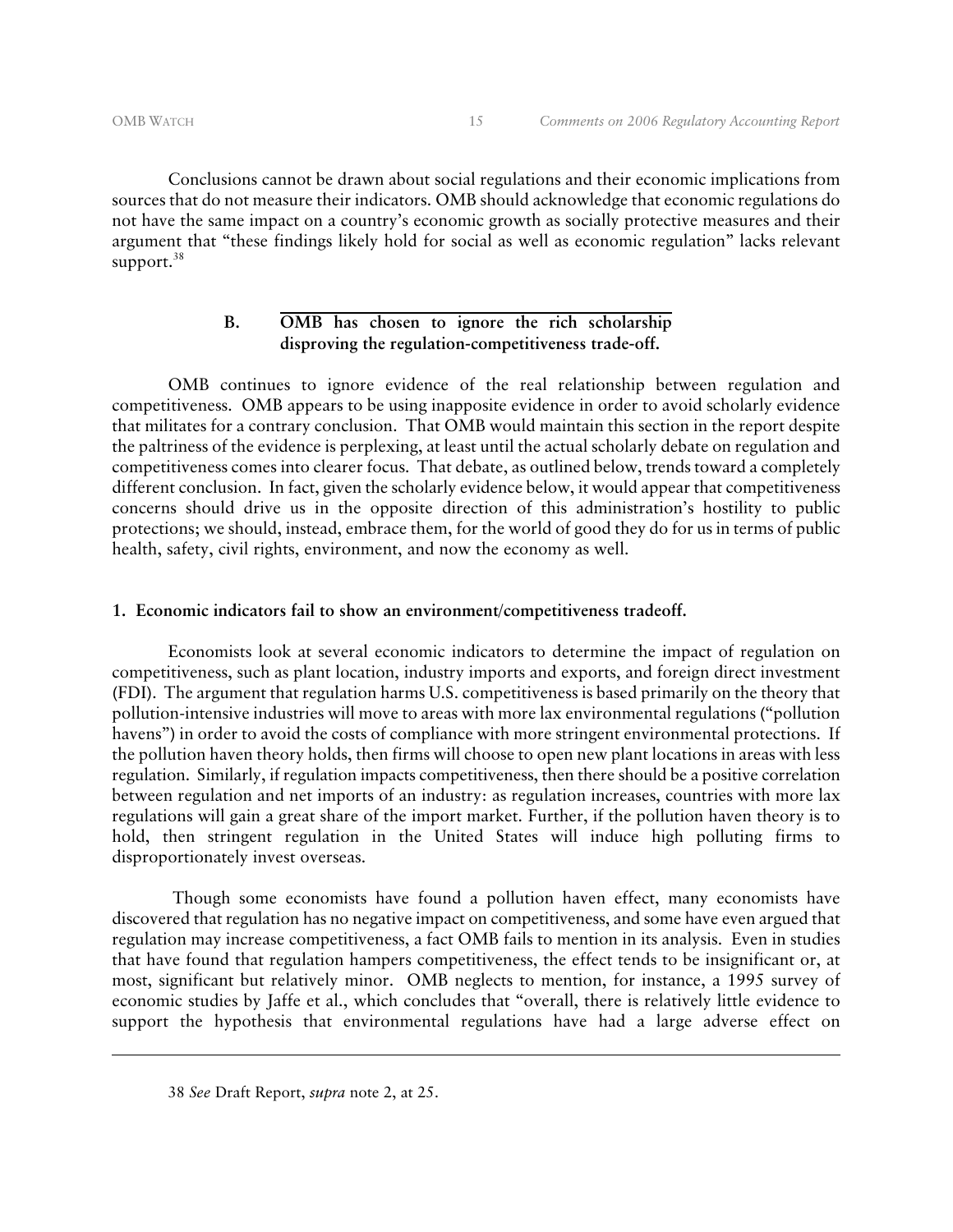Conclusions cannot be drawn about social regulations and their economic implications from sources that do not measure their indicators. OMB should acknowledge that economic regulations do not have the same impact on a country's economic growth as socially protective measures and their argument that "these findings likely hold for social as well as economic regulation" lacks relevant support.[38]

### B. OMB has chosen to ignore the rich scholarship disproving the regulation-competitiveness trade-off.

OMB continues to ignore evidence of the real relationship between regulation and competitiveness. OMB appears to be using inapposite evidence in order to avoid scholarly evidence that militates for a contrary conclusion. That OMB would maintain this section in the report despite the paltriness of the evidence is perplexing, at least until the actual scholarly debate on regulation and competitiveness comes into clearer focus. That debate, as outlined below, trends toward a completely different conclusion. In fact, given the scholarly evidence below, it would appear that competitiveness concerns should drive us in the opposite direction of this administration's hostility to public protections; we should, instead, embrace them, for the world of good they do for us in terms of public health, safety, civil rights, environment, and now the economy as well.

#### 1. Economic indicators fail to show an environment/competitiveness tradeoff.

Economists look at several economic indicators to determine the impact of regulation on competitiveness, such as plant location, industry imports and exports, and foreign direct investment (FDI). The argument that regulation harms U.S. competitiveness is based primarily on the theory that pollution-intensive industries will move to areas with more lax environmental regulations ("pollution havens") in order to avoid the costs of compliance with more stringent environmental protections. If the pollution haven theory holds, then firms will choose to open new plant locations in areas with less regulation. Similarly, if regulation impacts competitiveness, then there should be a positive correlation between regulation and net imports of an industry: as regulation increases, countries with more lax regulations will gain a great share of the import market. Further, if the pollution haven theory is to hold, then stringent regulation in the United States will induce high polluting firms to disproportionately invest overseas.

Though some economists have found a pollution haven effect, many economists have discovered that regulation has no negative impact on competitiveness, and some have even argued that regulation may increase competitiveness, a fact OMB fails to mention in its analysis. Even in studies that have found that regulation hampers competitiveness, the effect tends to be insignificant or, at most, significant but relatively minor. OMB neglects to mention, for instance, a 1995 survey of economic studies by Jaffe et al., which concludes that "overall, there is relatively little evidence to support the hypothesis that environmental regulations have had a large adverse effect on

---

38 *See* Draft Report, *supra* note 2, at 25.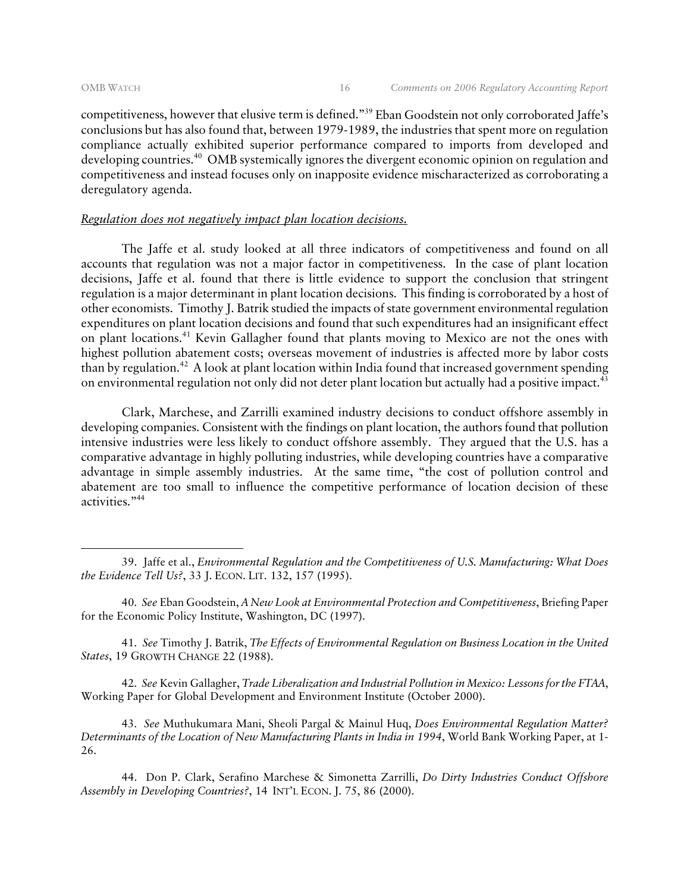competitiveness, however that elusive term is defined."[39] Eban Goodstein not only corroborated Jaffe's conclusions but has also found that, between 1979-1989, the industries that spent more on regulation compliance actually exhibited superior performance compared to imports from developed and developing countries.[40] OMB systemically ignores the divergent economic opinion on regulation and competitiveness and instead focuses only on inapposite evidence mischaracterized as corroborating a deregulatory agenda.

*Regulation does not negatively impact plan location decisions.*

The Jaffe et al. study looked at all three indicators of competitiveness and found on all accounts that regulation was not a major factor in competitiveness. In the case of plant location decisions, Jaffe et al. found that there is little evidence to support the conclusion that stringent regulation is a major determinant in plant location decisions. This finding is corroborated by a host of other economists. Timothy J. Batrik studied the impacts of state government environmental regulation expenditures on plant location decisions and found that such expenditures had an insignificant effect on plant locations.[41] Kevin Gallagher found that plants moving to Mexico are not the ones with highest pollution abatement costs; overseas movement of industries is affected more by labor costs than by regulation.[42] A look at plant location within India found that increased government spending on environmental regulation not only did not deter plant location but actually had a positive impact.[43]

Clark, Marchese, and Zarrilli examined industry decisions to conduct offshore assembly in developing companies. Consistent with the findings on plant location, the authors found that pollution intensive industries were less likely to conduct offshore assembly. They argued that the U.S. has a comparative advantage in highly polluting industries, while developing countries have a comparative advantage in simple assembly industries. At the same time, "the cost of pollution control and abatement are too small to influence the competitive performance of location decision of these activities."[44]

---

39. Jaffe et al., *Environmental Regulation and the Competitiveness of U.S. Manufacturing: What Does the Evidence Tell Us?*, 33 J. ECON. LIT. 132, 157 (1995).

40. *See* Eban Goodstein, *A New Look at Environmental Protection and Competitiveness*, Briefing Paper for the Economic Policy Institute, Washington, DC (1997).

41. *See* Timothy J. Batrik, *The Effects of Environmental Regulation on Business Location in the United States*, 19 GROWTH CHANGE 22 (1988).

42. *See* Kevin Gallagher, *Trade Liberalization and Industrial Pollution in Mexico: Lessons for the FTAA*, Working Paper for Global Development and Environment Institute (October 2000).

43. *See* Muthukumara Mani, Sheoli Pargal & Mainul Huq, *Does Environmental Regulation Matter? Determinants of the Location of New Manufacturing Plants in India in 1994*, World Bank Working Paper, at 1-26.

44. Don P. Clark, Serafino Marchese & Simonetta Zarrilli, *Do Dirty Industries Conduct Offshore Assembly in Developing Countries?*, 14 INT'L ECON. J. 75, 86 (2000).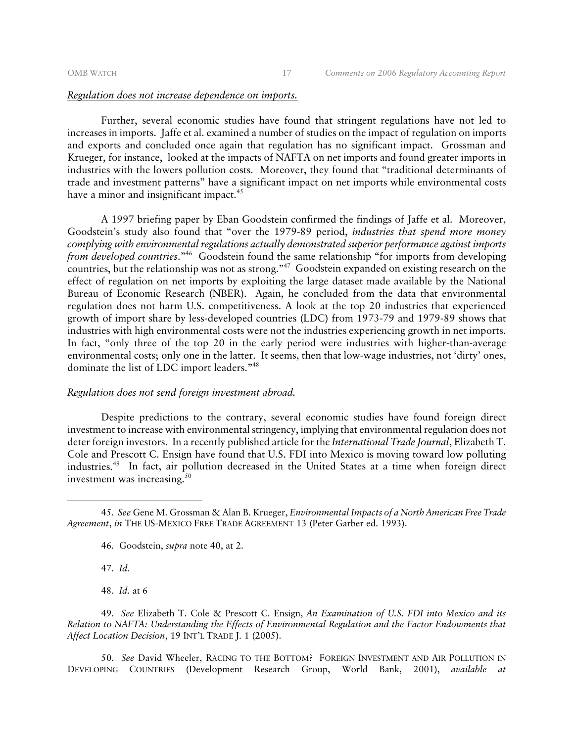*Regulation does not increase dependence on imports.*

Further, several economic studies have found that stringent regulations have not led to increases in imports. Jaffe et al. examined a number of studies on the impact of regulation on imports and exports and concluded once again that regulation has no significant impact. Grossman and Krueger, for instance, looked at the impacts of NAFTA on net imports and found greater imports in industries with the lowers pollution costs. Moreover, they found that "traditional determinants of trade and investment patterns" have a significant impact on net imports while environmental costs have a minor and insignificant impact.[45]

A 1997 briefing paper by Eban Goodstein confirmed the findings of Jaffe et al. Moreover, Goodstein's study also found that "over the 1979-89 period, *industries that spend more money complying with environmental regulations actually demonstrated superior performance against imports from developed countries*."[46] Goodstein found the same relationship "for imports from developing countries, but the relationship was not as strong."[47] Goodstein expanded on existing research on the effect of regulation on net imports by exploiting the large dataset made available by the National Bureau of Economic Research (NBER). Again, he concluded from the data that environmental regulation does not harm U.S. competitiveness. A look at the top 20 industries that experienced growth of import share by less-developed countries (LDC) from 1973-79 and 1979-89 shows that industries with high environmental costs were not the industries experiencing growth in net imports. In fact, "only three of the top 20 in the early period were industries with higher-than-average environmental costs; only one in the latter. It seems, then that low-wage industries, not 'dirty' ones, dominate the list of LDC import leaders."[48]

*Regulation does not send foreign investment abroad.*

Despite predictions to the contrary, several economic studies have found foreign direct investment to increase with environmental stringency, implying that environmental regulation does not deter foreign investors. In a recently published article for the *International Trade Journal*, Elizabeth T. Cole and Prescott C. Ensign have found that U.S. FDI into Mexico is moving toward low polluting industries.[49] In fact, air pollution decreased in the United States at a time when foreign direct investment was increasing.[50]

---

45. *See* Gene M. Grossman & Alan B. Krueger, *Environmental Impacts of a North American Free Trade Agreement*, *in* THE US-MEXICO FREE TRADE AGREEMENT 13 (Peter Garber ed. 1993).

46. Goodstein, *supra* note 40, at 2.

47. *Id.*

48. *Id.* at 6

49. *See* Elizabeth T. Cole & Prescott C. Ensign, *An Examination of U.S. FDI into Mexico and its Relation to NAFTA: Understanding the Effects of Environmental Regulation and the Factor Endowments that Affect Location Decision*, 19 INT'L TRADE J. 1 (2005).

50. *See* David Wheeler, RACING TO THE BOTTOM? FOREIGN INVESTMENT AND AIR POLLUTION IN DEVELOPING COUNTRIES (Development Research Group, World Bank, 2001), *available at*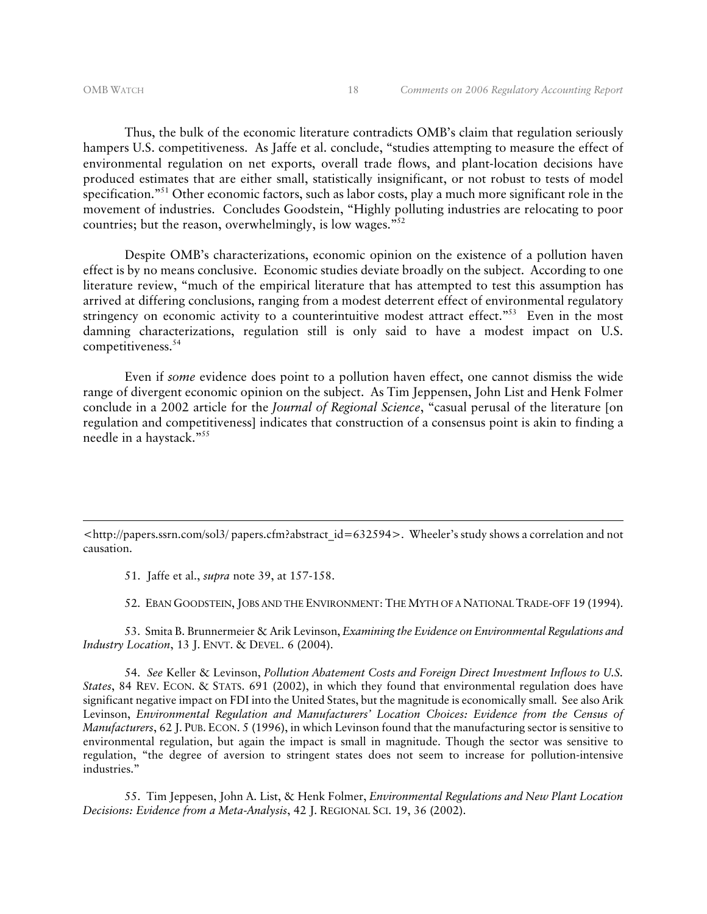Thus, the bulk of the economic literature contradicts OMB's claim that regulation seriously hampers U.S. competitiveness. As Jaffe et al. conclude, "studies attempting to measure the effect of environmental regulation on net exports, overall trade flows, and plant-location decisions have produced estimates that are either small, statistically insignificant, or not robust to tests of model specification."[51] Other economic factors, such as labor costs, play a much more significant role in the movement of industries. Concludes Goodstein, "Highly polluting industries are relocating to poor countries; but the reason, overwhelmingly, is low wages."[52]

Despite OMB's characterizations, economic opinion on the existence of a pollution haven effect is by no means conclusive. Economic studies deviate broadly on the subject. According to one literature review, "much of the empirical literature that has attempted to test this assumption has arrived at differing conclusions, ranging from a modest deterrent effect of environmental regulatory stringency on economic activity to a counterintuitive modest attract effect."[53] Even in the most damning characterizations, regulation still is only said to have a modest impact on U.S. competitiveness.[54]

Even if *some* evidence does point to a pollution haven effect, one cannot dismiss the wide range of divergent economic opinion on the subject. As Tim Jeppensen, John List and Henk Folmer conclude in a 2002 article for the *Journal of Regional Science*, "casual perusal of the literature [on regulation and competitiveness] indicates that construction of a consensus point is akin to finding a needle in a haystack."[55]

---

<http://papers.ssrn.com/sol3/ papers.cfm?abstract_id=632594>. Wheeler's study shows a correlation and not causation.

51. Jaffe et al., *supra* note 39, at 157-158.

52. EBAN GOODSTEIN, JOBS AND THE ENVIRONMENT: THE MYTH OF A NATIONAL TRADE-OFF 19 (1994).

53. Smita B. Brunnermeier & Arik Levinson, *Examining the Evidence on Environmental Regulations and Industry Location*, 13 J. ENVT. & DEVEL. 6 (2004).

54. *See* Keller & Levinson, *Pollution Abatement Costs and Foreign Direct Investment Inflows to U.S. States*, 84 REV. ECON. & STATS. 691 (2002), in which they found that environmental regulation does have significant negative impact on FDI into the United States, but the magnitude is economically small. See also Arik Levinson, *Environmental Regulation and Manufacturers' Location Choices: Evidence from the Census of Manufacturers*, 62 J. PUB. ECON. 5 (1996), in which Levinson found that the manufacturing sector is sensitive to environmental regulation, but again the impact is small in magnitude. Though the sector was sensitive to regulation, "the degree of aversion to stringent states does not seem to increase for pollution-intensive industries."

55. Tim Jeppesen, John A. List, & Henk Folmer, *Environmental Regulations and New Plant Location Decisions: Evidence from a Meta-Analysis*, 42 J. REGIONAL SCI. 19, 36 (2002).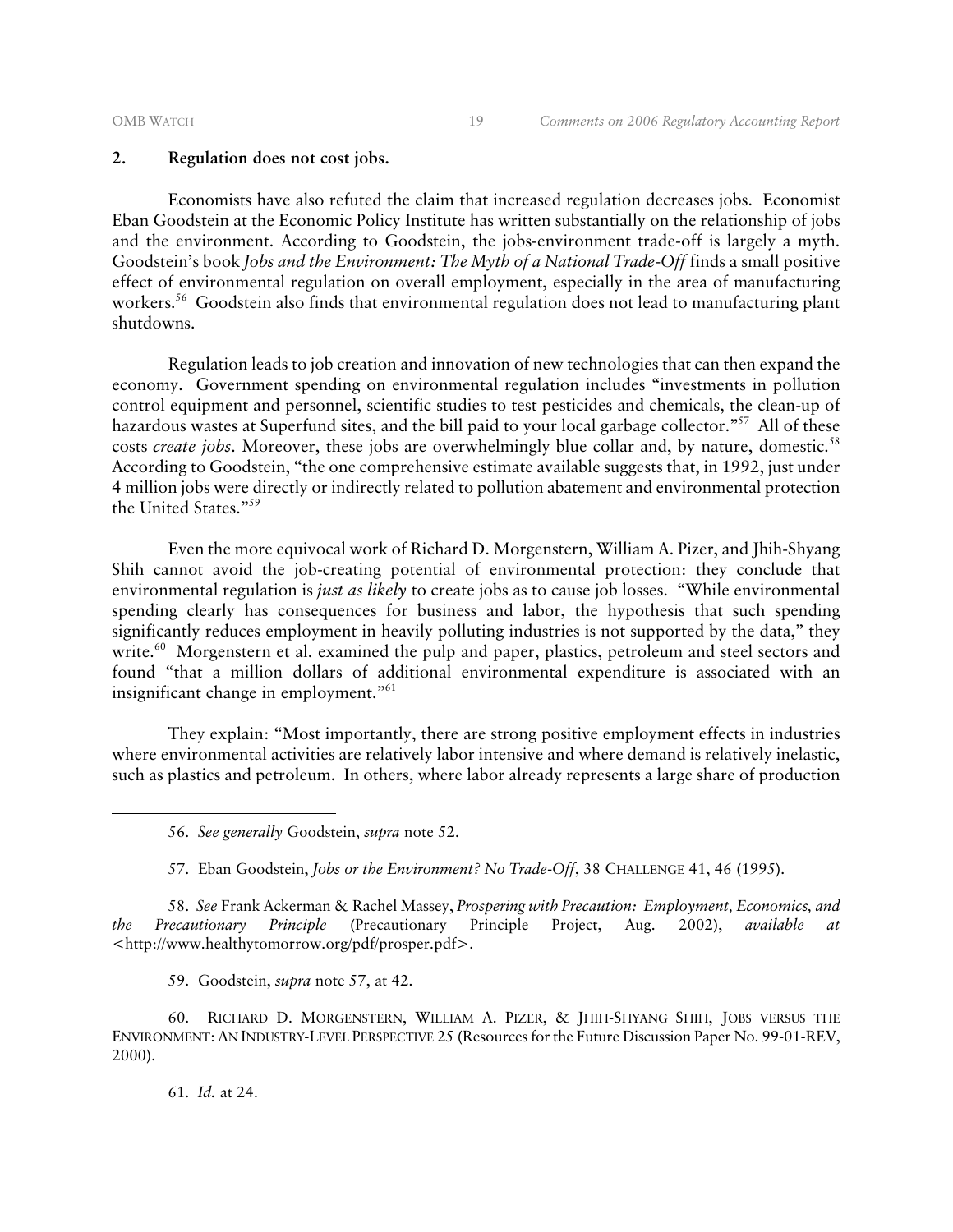## 2. Regulation does not cost jobs.

Economists have also refuted the claim that increased regulation decreases jobs. Economist Eban Goodstein at the Economic Policy Institute has written substantially on the relationship of jobs and the environment. According to Goodstein, the jobs-environment trade-off is largely a myth. Goodstein's book *Jobs and the Environment: The Myth of a National Trade-Off* finds a small positive effect of environmental regulation on overall employment, especially in the area of manufacturing workers.[56] Goodstein also finds that environmental regulation does not lead to manufacturing plant shutdowns.

Regulation leads to job creation and innovation of new technologies that can then expand the economy. Government spending on environmental regulation includes "investments in pollution control equipment and personnel, scientific studies to test pesticides and chemicals, the clean-up of hazardous wastes at Superfund sites, and the bill paid to your local garbage collector."[57] All of these costs *create jobs*. Moreover, these jobs are overwhelmingly blue collar and, by nature, domestic.[58] According to Goodstein, "the one comprehensive estimate available suggests that, in 1992, just under 4 million jobs were directly or indirectly related to pollution abatement and environmental protection the United States."[59]

Even the more equivocal work of Richard D. Morgenstern, William A. Pizer, and Jhih-Shyang Shih cannot avoid the job-creating potential of environmental protection: they conclude that environmental regulation is *just as likely* to create jobs as to cause job losses. "While environmental spending clearly has consequences for business and labor, the hypothesis that such spending significantly reduces employment in heavily polluting industries is not supported by the data," they write.[60] Morgenstern et al. examined the pulp and paper, plastics, petroleum and steel sectors and found "that a million dollars of additional environmental expenditure is associated with an insignificant change in employment."[61]

They explain: "Most importantly, there are strong positive employment effects in industries where environmental activities are relatively labor intensive and where demand is relatively inelastic, such as plastics and petroleum. In others, where labor already represents a large share of production

---

56. *See generally* Goodstein, *supra* note 52.

57. Eban Goodstein, *Jobs or the Environment? No Trade-Off*, 38 CHALLENGE 41, 46 (1995).

58. *See* Frank Ackerman & Rachel Massey, *Prospering with Precaution: Employment, Economics, and the Precautionary Principle* (Precautionary Principle Project, Aug. 2002), *available at* <http://www.healthytomorrow.org/pdf/prosper.pdf>.

59. Goodstein, *supra* note 57, at 42.

60. RICHARD D. MORGENSTERN, WILLIAM A. PIZER, & JHIH-SHYANG SHIH, JOBS VERSUS THE ENVIRONMENT: AN INDUSTRY-LEVEL PERSPECTIVE 25 (Resources for the Future Discussion Paper No. 99-01-REV, 2000).

61. *Id.* at 24.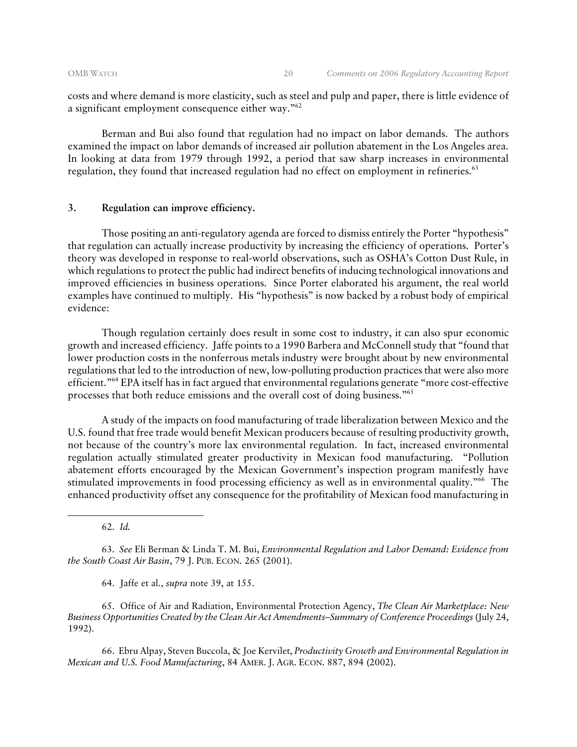costs and where demand is more elasticity, such as steel and pulp and paper, there is little evidence of a significant employment consequence either way."[62]

Berman and Bui also found that regulation had no impact on labor demands. The authors examined the impact on labor demands of increased air pollution abatement in the Los Angeles area. In looking at data from 1979 through 1992, a period that saw sharp increases in environmental regulation, they found that increased regulation had no effect on employment in refineries.[63]

### 3. Regulation can improve efficiency.

Those positing an anti-regulatory agenda are forced to dismiss entirely the Porter "hypothesis" that regulation can actually increase productivity by increasing the efficiency of operations. Porter's theory was developed in response to real-world observations, such as OSHA's Cotton Dust Rule, in which regulations to protect the public had indirect benefits of inducing technological innovations and improved efficiencies in business operations. Since Porter elaborated his argument, the real world examples have continued to multiply. His "hypothesis" is now backed by a robust body of empirical evidence:

Though regulation certainly does result in some cost to industry, it can also spur economic growth and increased efficiency. Jaffe points to a 1990 Barbera and McConnell study that "found that lower production costs in the nonferrous metals industry were brought about by new environmental regulations that led to the introduction of new, low-polluting production practices that were also more efficient."[64] EPA itself has in fact argued that environmental regulations generate "more cost-effective processes that both reduce emissions and the overall cost of doing business."[65]

A study of the impacts on food manufacturing of trade liberalization between Mexico and the U.S. found that free trade would benefit Mexican producers because of resulting productivity growth, not because of the country's more lax environmental regulation. In fact, increased environmental regulation actually stimulated greater productivity in Mexican food manufacturing. "Pollution abatement efforts encouraged by the Mexican Government's inspection program manifestly have stimulated improvements in food processing efficiency as well as in environmental quality."[66] The enhanced productivity offset any consequence for the profitability of Mexican food manufacturing in

---

62. *Id.*

63. *See* Eli Berman & Linda T. M. Bui, *Environmental Regulation and Labor Demand: Evidence from the South Coast Air Basin*, 79 J. PUB. ECON. 265 (2001).

64. Jaffe et al., *supra* note 39, at 155.

65. Office of Air and Radiation, Environmental Protection Agency, *The Clean Air Marketplace: New Business Opportunities Created by the Clean Air Act Amendments–Summary of Conference Proceedings* (July 24, 1992).

66. Ebru Alpay, Steven Buccola, & Joe Kervilet, *Productivity Growth and Environmental Regulation in Mexican and U.S. Food Manufacturing*, 84 AMER. J. AGR. ECON. 887, 894 (2002).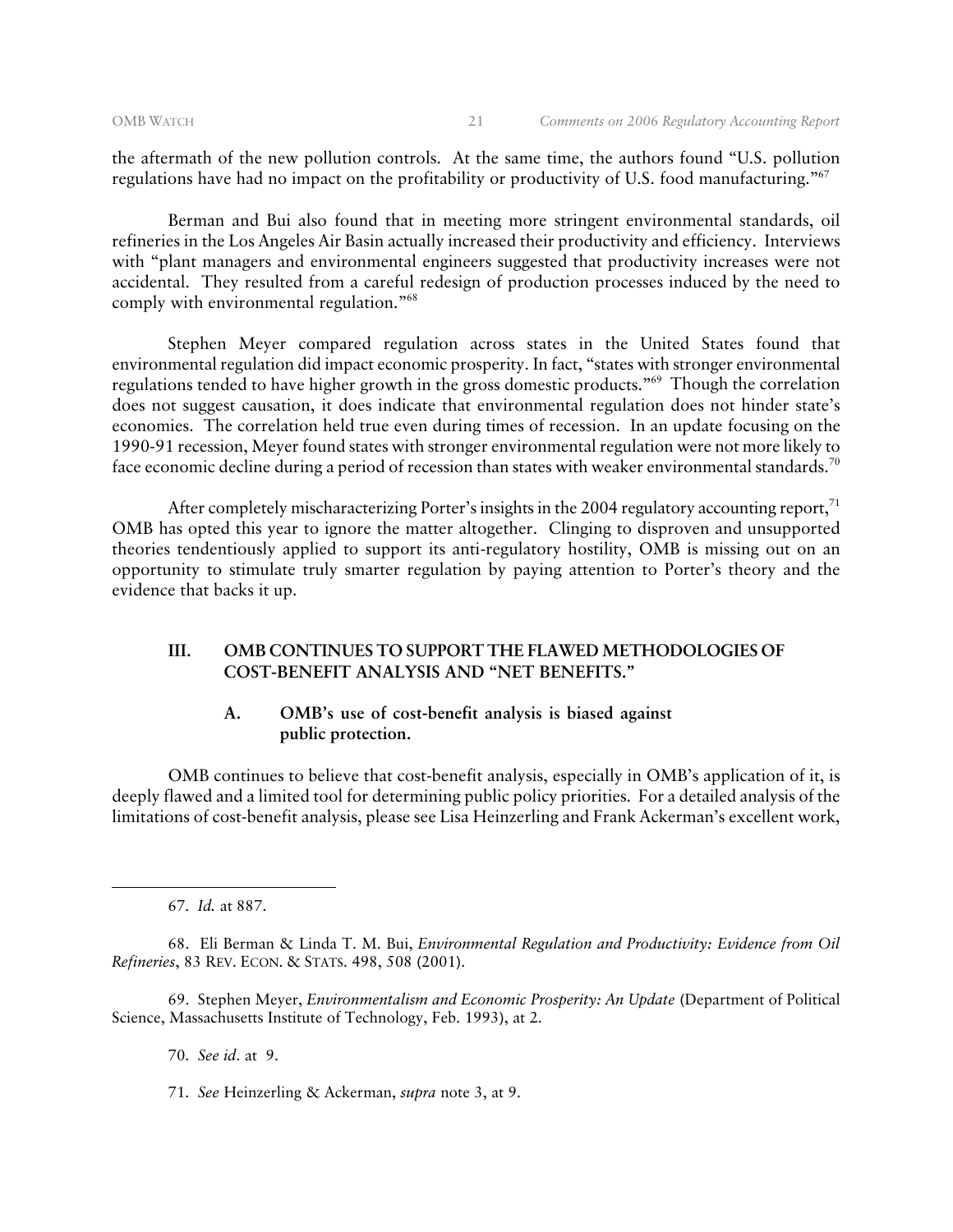the aftermath of the new pollution controls. At the same time, the authors found "U.S. pollution regulations have had no impact on the profitability or productivity of U.S. food manufacturing."[67]

Berman and Bui also found that in meeting more stringent environmental standards, oil refineries in the Los Angeles Air Basin actually increased their productivity and efficiency. Interviews with "plant managers and environmental engineers suggested that productivity increases were not accidental. They resulted from a careful redesign of production processes induced by the need to comply with environmental regulation."[68]

Stephen Meyer compared regulation across states in the United States found that environmental regulation did impact economic prosperity. In fact, "states with stronger environmental regulations tended to have higher growth in the gross domestic products."[69] Though the correlation does not suggest causation, it does indicate that environmental regulation does not hinder state's economies. The correlation held true even during times of recession. In an update focusing on the 1990-91 recession, Meyer found states with stronger environmental regulation were not more likely to face economic decline during a period of recession than states with weaker environmental standards.[70]

After completely mischaracterizing Porter's insights in the 2004 regulatory accounting report,[71] OMB has opted this year to ignore the matter altogether. Clinging to disproven and unsupported theories tendentiously applied to support its anti-regulatory hostility, OMB is missing out on an opportunity to stimulate truly smarter regulation by paying attention to Porter's theory and the evidence that backs it up.

## III. OMB CONTINUES TO SUPPORT THE FLAWED METHODOLOGIES OF COST-BENEFIT ANALYSIS AND "NET BENEFITS."

### A. OMB's use of cost-benefit analysis is biased against public protection.

OMB continues to believe that cost-benefit analysis, especially in OMB's application of it, is deeply flawed and a limited tool for determining public policy priorities. For a detailed analysis of the limitations of cost-benefit analysis, please see Lisa Heinzerling and Frank Ackerman's excellent work,

---

67. *Id.* at 887.

68. Eli Berman & Linda T. M. Bui, *Environmental Regulation and Productivity: Evidence from Oil Refineries*, 83 REV. ECON. & STATS. 498, 508 (2001).

69. Stephen Meyer, *Environmentalism and Economic Prosperity: An Update* (Department of Political Science, Massachusetts Institute of Technology, Feb. 1993), at 2.

70. *See id*. at 9.

71. *See* Heinzerling & Ackerman, *supra* note 3, at 9.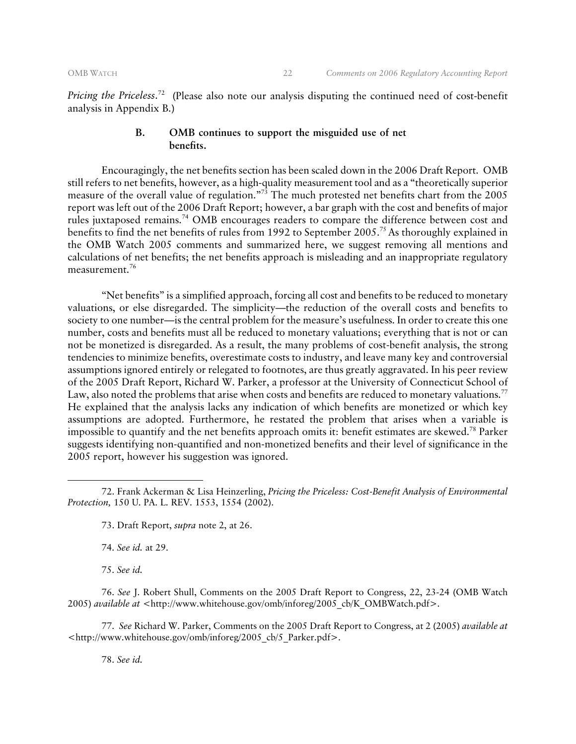*Pricing the Priceless*.[72] (Please also note our analysis disputing the continued need of cost-benefit analysis in Appendix B.)

### B. OMB continues to support the misguided use of net benefits.

Encouragingly, the net benefits section has been scaled down in the 2006 Draft Report. OMB still refers to net benefits, however, as a high-quality measurement tool and as a "theoretically superior measure of the overall value of regulation."[73] The much protested net benefits chart from the 2005 report was left out of the 2006 Draft Report; however, a bar graph with the cost and benefits of major rules juxtaposed remains.[74] OMB encourages readers to compare the difference between cost and benefits to find the net benefits of rules from 1992 to September 2005.[75] As thoroughly explained in the OMB Watch 2005 comments and summarized here, we suggest removing all mentions and calculations of net benefits; the net benefits approach is misleading and an inappropriate regulatory measurement.[76]

"Net benefits" is a simplified approach, forcing all cost and benefits to be reduced to monetary valuations, or else disregarded. The simplicity—the reduction of the overall costs and benefits to society to one number—is the central problem for the measure's usefulness. In order to create this one number, costs and benefits must all be reduced to monetary valuations; everything that is not or can not be monetized is disregarded. As a result, the many problems of cost-benefit analysis, the strong tendencies to minimize benefits, overestimate costs to industry, and leave many key and controversial assumptions ignored entirely or relegated to footnotes, are thus greatly aggravated. In his peer review of the 2005 Draft Report, Richard W. Parker, a professor at the University of Connecticut School of Law, also noted the problems that arise when costs and benefits are reduced to monetary valuations.[77] He explained that the analysis lacks any indication of which benefits are monetized or which key assumptions are adopted. Furthermore, he restated the problem that arises when a variable is impossible to quantify and the net benefits approach omits it: benefit estimates are skewed.[78] Parker suggests identifying non-quantified and non-monetized benefits and their level of significance in the 2005 report, however his suggestion was ignored.

---

72. Frank Ackerman & Lisa Heinzerling, *Pricing the Priceless: Cost-Benefit Analysis of Environmental Protection,* 150 U. PA. L. REV. 1553, 1554 (2002).

73. Draft Report, *supra* note 2, at 26.

74. *See id.* at 29.

75. *See id.*

76. *See* J. Robert Shull, Comments on the 2005 Draft Report to Congress, 22, 23-24 (OMB Watch 2005) *available at* <http://www.whitehouse.gov/omb/inforeg/2005_cb/K_OMBWatch.pdf>.

77. *See* Richard W. Parker, Comments on the 2005 Draft Report to Congress, at 2 (2005) *available at* <http://www.whitehouse.gov/omb/inforeg/2005_cb/5_Parker.pdf>.

78. *See id.*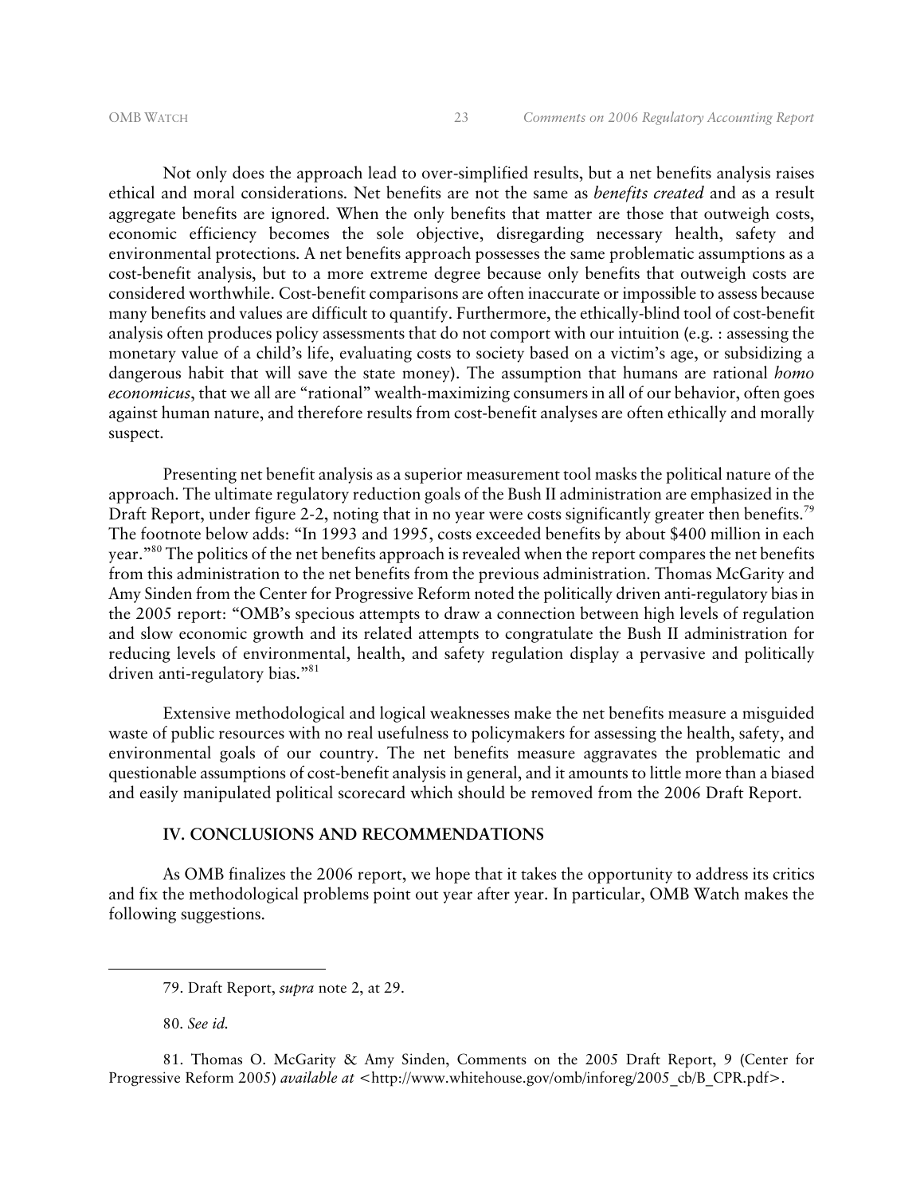Not only does the approach lead to over-simplified results, but a net benefits analysis raises ethical and moral considerations. Net benefits are not the same as *benefits created* and as a result aggregate benefits are ignored. When the only benefits that matter are those that outweigh costs, economic efficiency becomes the sole objective, disregarding necessary health, safety and environmental protections. A net benefits approach possesses the same problematic assumptions as a cost-benefit analysis, but to a more extreme degree because only benefits that outweigh costs are considered worthwhile. Cost-benefit comparisons are often inaccurate or impossible to assess because many benefits and values are difficult to quantify. Furthermore, the ethically-blind tool of cost-benefit analysis often produces policy assessments that do not comport with our intuition (e.g. : assessing the monetary value of a child's life, evaluating costs to society based on a victim's age, or subsidizing a dangerous habit that will save the state money). The assumption that humans are rational *homo economicus*, that we all are "rational" wealth-maximizing consumers in all of our behavior, often goes against human nature, and therefore results from cost-benefit analyses are often ethically and morally suspect.

Presenting net benefit analysis as a superior measurement tool masks the political nature of the approach. The ultimate regulatory reduction goals of the Bush II administration are emphasized in the Draft Report, under figure 2-2, noting that in no year were costs significantly greater then benefits.[79] The footnote below adds: "In 1993 and 1995, costs exceeded benefits by about $400 million in each year."[80] The politics of the net benefits approach is revealed when the report compares the net benefits from this administration to the net benefits from the previous administration. Thomas McGarity and Amy Sinden from the Center for Progressive Reform noted the politically driven anti-regulatory bias in the 2005 report: "OMB's specious attempts to draw a connection between high levels of regulation and slow economic growth and its related attempts to congratulate the Bush II administration for reducing levels of environmental, health, and safety regulation display a pervasive and politically driven anti-regulatory bias."[81]

Extensive methodological and logical weaknesses make the net benefits measure a misguided waste of public resources with no real usefulness to policymakers for assessing the health, safety, and environmental goals of our country. The net benefits measure aggravates the problematic and questionable assumptions of cost-benefit analysis in general, and it amounts to little more than a biased and easily manipulated political scorecard which should be removed from the 2006 Draft Report.

## IV. CONCLUSIONS AND RECOMMENDATIONS

As OMB finalizes the 2006 report, we hope that it takes the opportunity to address its critics and fix the methodological problems point out year after year. In particular, OMB Watch makes the following suggestions.

---

79. Draft Report, *supra* note 2, at 29.

80. *See id.*

81. Thomas O. McGarity & Amy Sinden, Comments on the 2005 Draft Report, 9 (Center for Progressive Reform 2005) *available at* <http://www.whitehouse.gov/omb/inforeg/2005_cb/B_CPR.pdf>.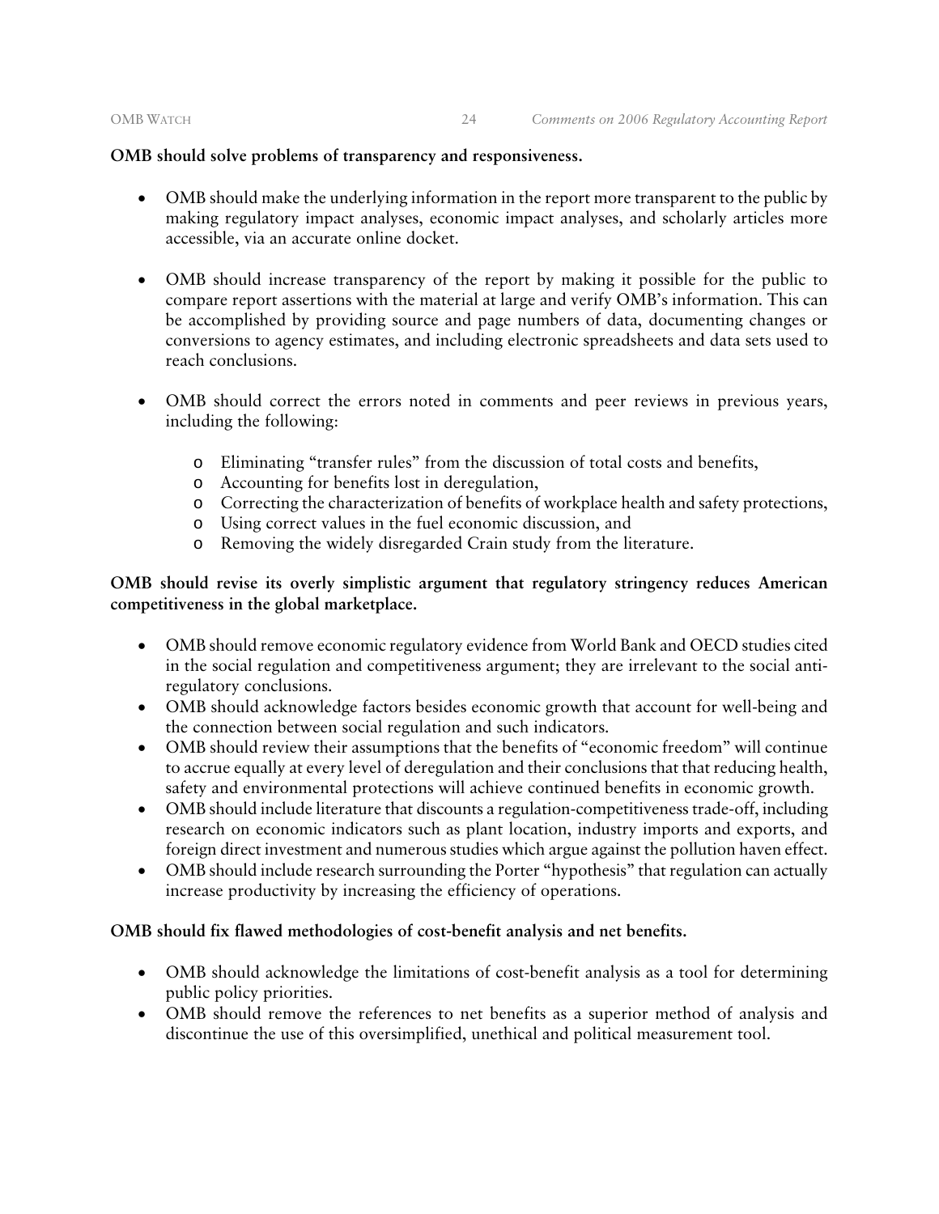**OMB should solve problems of transparency and responsiveness.**

- OMB should make the underlying information in the report more transparent to the public by making regulatory impact analyses, economic impact analyses, and scholarly articles more accessible, via an accurate online docket.

- OMB should increase transparency of the report by making it possible for the public to compare report assertions with the material at large and verify OMB's information. This can be accomplished by providing source and page numbers of data, documenting changes or conversions to agency estimates, and including electronic spreadsheets and data sets used to reach conclusions.

- OMB should correct the errors noted in comments and peer reviews in previous years, including the following:

  - Eliminating "transfer rules" from the discussion of total costs and benefits,
  - Accounting for benefits lost in deregulation,
  - Correcting the characterization of benefits of workplace health and safety protections,
  - Using correct values in the fuel economic discussion, and
  - Removing the widely disregarded Crain study from the literature.

**OMB should revise its overly simplistic argument that regulatory stringency reduces American competitiveness in the global marketplace.**

- OMB should remove economic regulatory evidence from World Bank and OECD studies cited in the social regulation and competitiveness argument; they are irrelevant to the social anti-regulatory conclusions.
- OMB should acknowledge factors besides economic growth that account for well-being and the connection between social regulation and such indicators.
- OMB should review their assumptions that the benefits of "economic freedom" will continue to accrue equally at every level of deregulation and their conclusions that that reducing health, safety and environmental protections will achieve continued benefits in economic growth.
- OMB should include literature that discounts a regulation-competitiveness trade-off, including research on economic indicators such as plant location, industry imports and exports, and foreign direct investment and numerous studies which argue against the pollution haven effect.
- OMB should include research surrounding the Porter "hypothesis" that regulation can actually increase productivity by increasing the efficiency of operations.

**OMB should fix flawed methodologies of cost-benefit analysis and net benefits.**

- OMB should acknowledge the limitations of cost-benefit analysis as a tool for determining public policy priorities.
- OMB should remove the references to net benefits as a superior method of analysis and discontinue the use of this oversimplified, unethical and political measurement tool.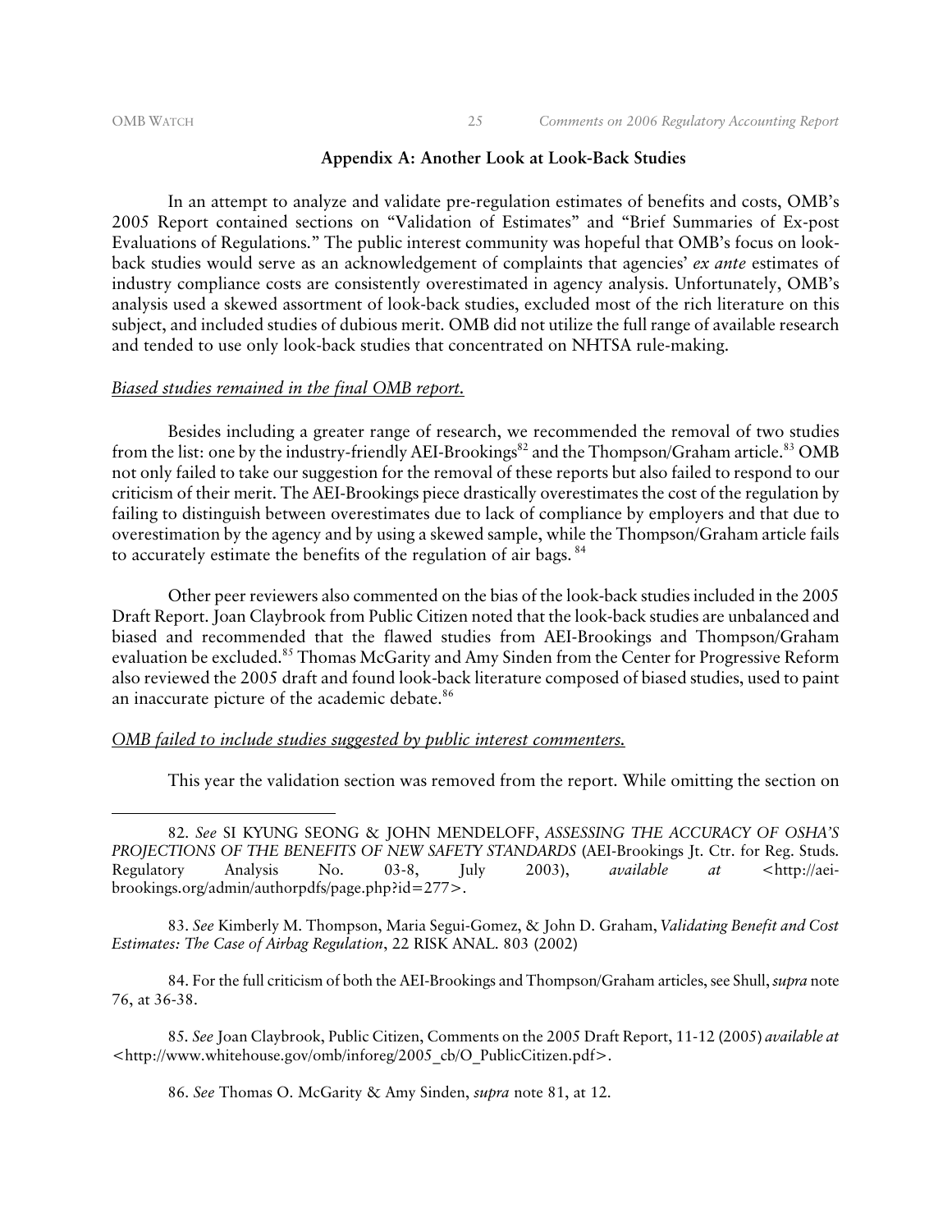## Appendix A: Another Look at Look-Back Studies

In an attempt to analyze and validate pre-regulation estimates of benefits and costs, OMB's 2005 Report contained sections on "Validation of Estimates" and "Brief Summaries of Ex-post Evaluations of Regulations." The public interest community was hopeful that OMB's focus on look-back studies would serve as an acknowledgement of complaints that agencies' *ex ante* estimates of industry compliance costs are consistently overestimated in agency analysis. Unfortunately, OMB's analysis used a skewed assortment of look-back studies, excluded most of the rich literature on this subject, and included studies of dubious merit. OMB did not utilize the full range of available research and tended to use only look-back studies that concentrated on NHTSA rule-making.

*Biased studies remained in the final OMB report.*

Besides including a greater range of research, we recommended the removal of two studies from the list: one by the industry-friendly AEI-Brookings[82] and the Thompson/Graham article.[83] OMB not only failed to take our suggestion for the removal of these reports but also failed to respond to our criticism of their merit. The AEI-Brookings piece drastically overestimates the cost of the regulation by failing to distinguish between overestimates due to lack of compliance by employers and that due to overestimation by the agency and by using a skewed sample, while the Thompson/Graham article fails to accurately estimate the benefits of the regulation of air bags.[84]

Other peer reviewers also commented on the bias of the look-back studies included in the 2005 Draft Report. Joan Claybrook from Public Citizen noted that the look-back studies are unbalanced and biased and recommended that the flawed studies from AEI-Brookings and Thompson/Graham evaluation be excluded.[85] Thomas McGarity and Amy Sinden from the Center for Progressive Reform also reviewed the 2005 draft and found look-back literature composed of biased studies, used to paint an inaccurate picture of the academic debate.[86]

*OMB failed to include studies suggested by public interest commenters.*

This year the validation section was removed from the report. While omitting the section on

---

82. *See* SI KYUNG SEONG & JOHN MENDELOFF, *ASSESSING THE ACCURACY OF OSHA'S PROJECTIONS OF THE BENEFITS OF NEW SAFETY STANDARDS* (AEI-Brookings Jt. Ctr. for Reg. Studs. Regulatory Analysis No. 03-8, July 2003), *available at* <http://aei-brookings.org/admin/authorpdfs/page.php?id=277>.

83. *See* Kimberly M. Thompson, Maria Segui-Gomez, & John D. Graham, *Validating Benefit and Cost Estimates: The Case of Airbag Regulation*, 22 RISK ANAL. 803 (2002)

84. For the full criticism of both the AEI-Brookings and Thompson/Graham articles, see Shull, *supra* note 76, at 36-38.

85. *See* Joan Claybrook, Public Citizen, Comments on the 2005 Draft Report, 11-12 (2005) *available at* <http://www.whitehouse.gov/omb/inforeg/2005_cb/O_PublicCitizen.pdf>.

86. *See* Thomas O. McGarity & Amy Sinden, *supra* note 81, at 12.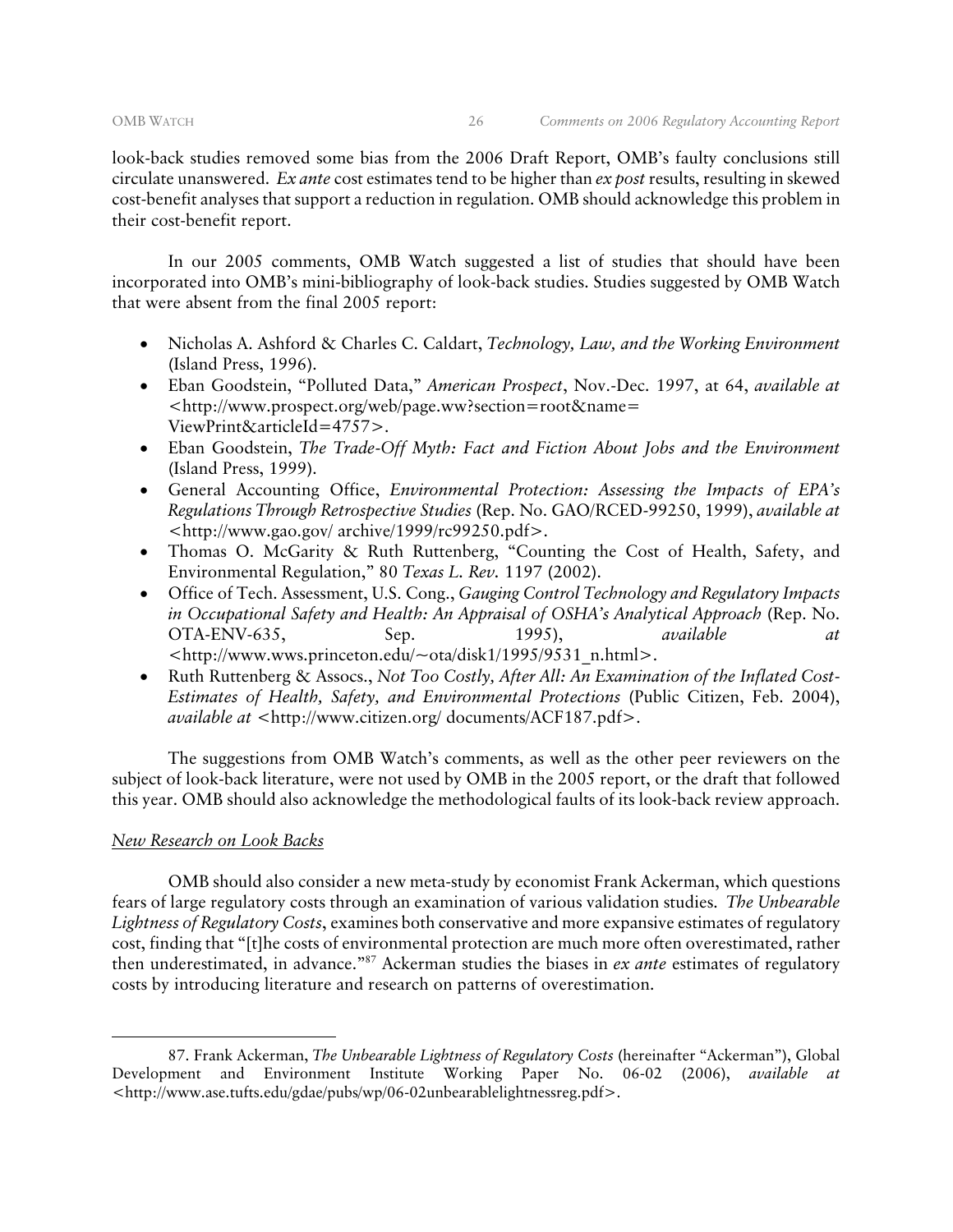look-back studies removed some bias from the 2006 Draft Report, OMB's faulty conclusions still circulate unanswered. *Ex ante* cost estimates tend to be higher than *ex post* results, resulting in skewed cost-benefit analyses that support a reduction in regulation. OMB should acknowledge this problem in their cost-benefit report.

In our 2005 comments, OMB Watch suggested a list of studies that should have been incorporated into OMB's mini-bibliography of look-back studies. Studies suggested by OMB Watch that were absent from the final 2005 report:

- Nicholas A. Ashford & Charles C. Caldart, *Technology, Law, and the Working Environment* (Island Press, 1996).
- Eban Goodstein, "Polluted Data," *American Prospect*, Nov.-Dec. 1997, at 64, *available at* <http://www.prospect.org/web/page.ww?section=root&name=ViewPrint&articleId=4757>.
- Eban Goodstein, *The Trade-Off Myth: Fact and Fiction About Jobs and the Environment* (Island Press, 1999).
- General Accounting Office, *Environmental Protection: Assessing the Impacts of EPA's Regulations Through Retrospective Studies* (Rep. No. GAO/RCED-99250, 1999), *available at* <http://www.gao.gov/ archive/1999/rc99250.pdf>.
- Thomas O. McGarity & Ruth Ruttenberg, "Counting the Cost of Health, Safety, and Environmental Regulation," 80 *Texas L. Rev.* 1197 (2002).
- Office of Tech. Assessment, U.S. Cong., *Gauging Control Technology and Regulatory Impacts in Occupational Safety and Health: An Appraisal of OSHA's Analytical Approach* (Rep. No. OTA-ENV-635, Sep. 1995), *available at* <http://www.wws.princeton.edu/~ota/disk1/1995/9531_n.html>.
- Ruth Ruttenberg & Assocs., *Not Too Costly, After All: An Examination of the Inflated Cost-Estimates of Health, Safety, and Environmental Protections* (Public Citizen, Feb. 2004), *available at* <http://www.citizen.org/ documents/ACF187.pdf>.

The suggestions from OMB Watch's comments, as well as the other peer reviewers on the subject of look-back literature, were not used by OMB in the 2005 report, or the draft that followed this year. OMB should also acknowledge the methodological faults of its look-back review approach.

*New Research on Look Backs*

OMB should also consider a new meta-study by economist Frank Ackerman, which questions fears of large regulatory costs through an examination of various validation studies. *The Unbearable Lightness of Regulatory Costs*, examines both conservative and more expansive estimates of regulatory cost, finding that "[t]he costs of environmental protection are much more often overestimated, rather then underestimated, in advance."[87] Ackerman studies the biases in *ex ante* estimates of regulatory costs by introducing literature and research on patterns of overestimation.

---

87. Frank Ackerman, *The Unbearable Lightness of Regulatory Costs* (hereinafter "Ackerman"), Global Development and Environment Institute Working Paper No. 06-02 (2006), *available at* <http://www.ase.tufts.edu/gdae/pubs/wp/06-02unbearablelightnessreg.pdf>.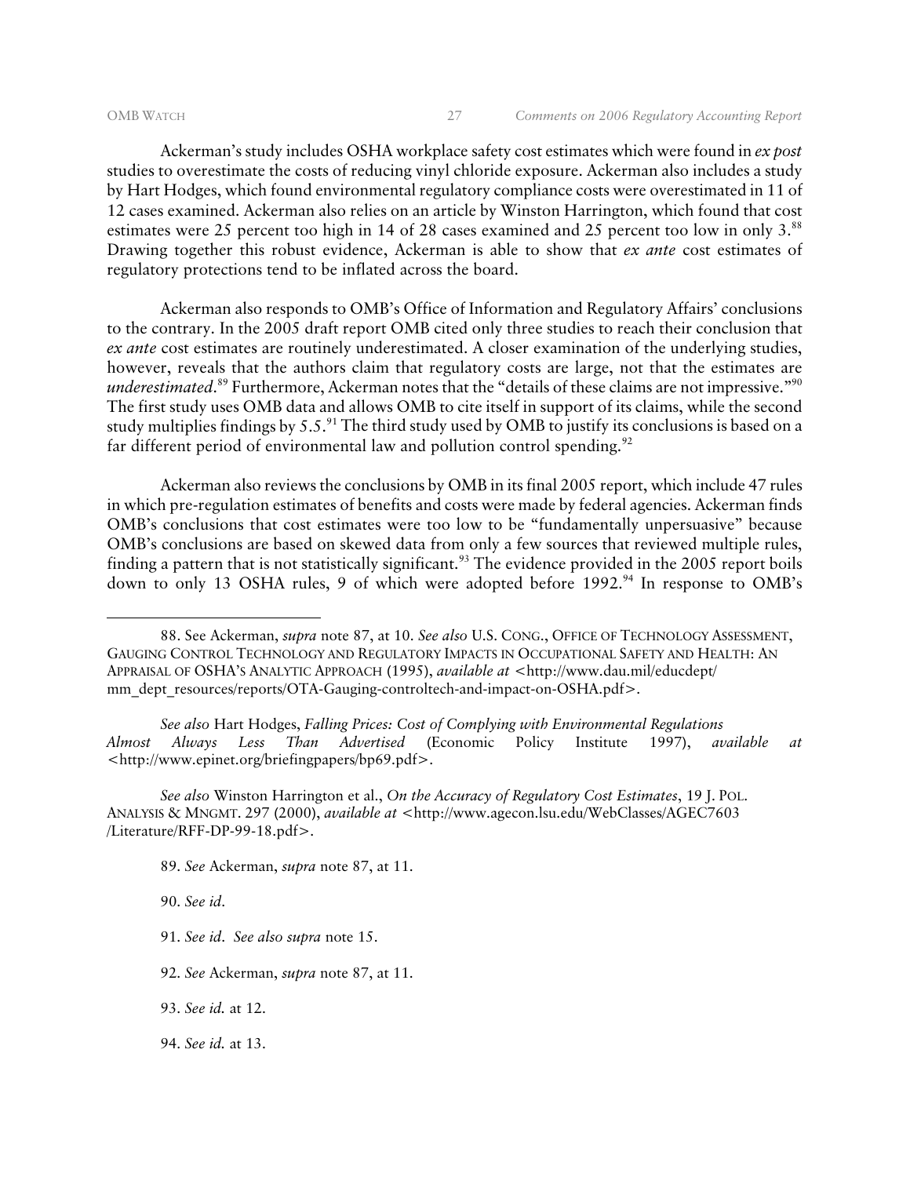Ackerman's study includes OSHA workplace safety cost estimates which were found in *ex post* studies to overestimate the costs of reducing vinyl chloride exposure. Ackerman also includes a study by Hart Hodges, which found environmental regulatory compliance costs were overestimated in 11 of 12 cases examined. Ackerman also relies on an article by Winston Harrington, which found that cost estimates were 25 percent too high in 14 of 28 cases examined and 25 percent too low in only 3.[88] Drawing together this robust evidence, Ackerman is able to show that *ex ante* cost estimates of regulatory protections tend to be inflated across the board.

Ackerman also responds to OMB's Office of Information and Regulatory Affairs' conclusions to the contrary. In the 2005 draft report OMB cited only three studies to reach their conclusion that *ex ante* cost estimates are routinely underestimated. A closer examination of the underlying studies, however, reveals that the authors claim that regulatory costs are large, not that the estimates are *underestimated*.[89] Furthermore, Ackerman notes that the "details of these claims are not impressive."[90] The first study uses OMB data and allows OMB to cite itself in support of its claims, while the second study multiplies findings by 5.5.[91] The third study used by OMB to justify its conclusions is based on a far different period of environmental law and pollution control spending.[92]

Ackerman also reviews the conclusions by OMB in its final 2005 report, which include 47 rules in which pre-regulation estimates of benefits and costs were made by federal agencies. Ackerman finds OMB's conclusions that cost estimates were too low to be "fundamentally unpersuasive" because OMB's conclusions are based on skewed data from only a few sources that reviewed multiple rules, finding a pattern that is not statistically significant.[93] The evidence provided in the 2005 report boils down to only 13 OSHA rules, 9 of which were adopted before 1992.[94] In response to OMB's

---

88. See Ackerman, *supra* note 87, at 10. *See also* U.S. CONG., OFFICE OF TECHNOLOGY ASSESSMENT, GAUGING CONTROL TECHNOLOGY AND REGULATORY IMPACTS IN OCCUPATIONAL SAFETY AND HEALTH: AN APPRAISAL OF OSHA'S ANALYTIC APPROACH (1995), *available at* <http://www.dau.mil/educdept/mm_dept_resources/reports/OTA-Gauging-controltech-and-impact-on-OSHA.pdf>.

*See also* Hart Hodges, *Falling Prices: Cost of Complying with Environmental Regulations Almost Always Less Than Advertised* (Economic Policy Institute 1997), *available at* <http://www.epinet.org/briefingpapers/bp69.pdf>.

*See also* Winston Harrington et al., *On the Accuracy of Regulatory Cost Estimates*, 19 J. POL. ANALYSIS & MNGMT. 297 (2000), *available at* <http://www.agecon.lsu.edu/WebClasses/AGEC7603/Literature/RFF-DP-99-18.pdf>.

89. *See* Ackerman, *supra* note 87, at 11.

90. *See id*.

91. *See id*. *See also supra* note 15.

92. *See* Ackerman, *supra* note 87, at 11.

93. *See id.* at 12.

94. *See id.* at 13.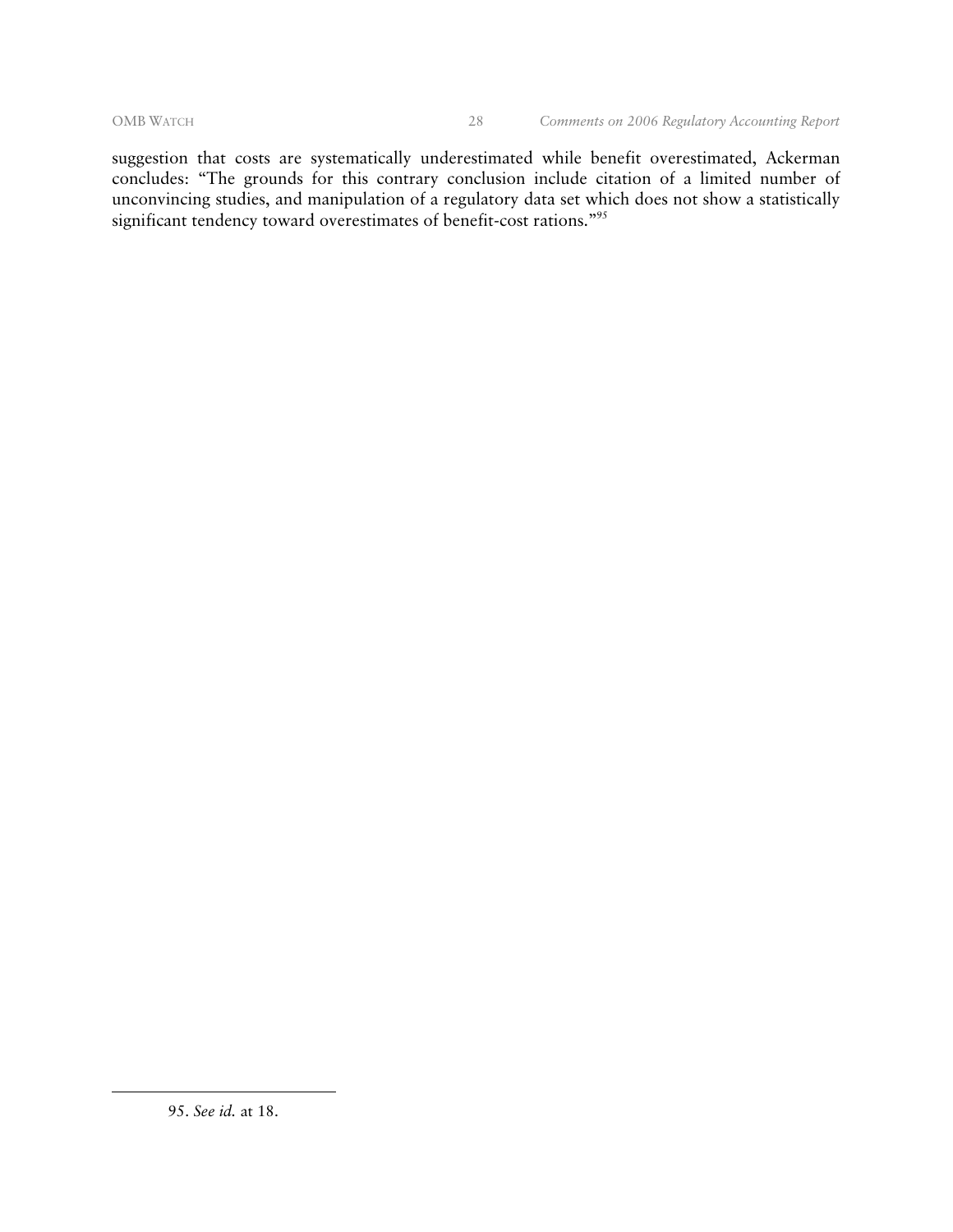suggestion that costs are systematically underestimated while benefit overestimated, Ackerman concludes: "The grounds for this contrary conclusion include citation of a limited number of unconvincing studies, and manipulation of a regulatory data set which does not show a statistically significant tendency toward overestimates of benefit-cost rations."[95]

---

95. *See id.* at 18.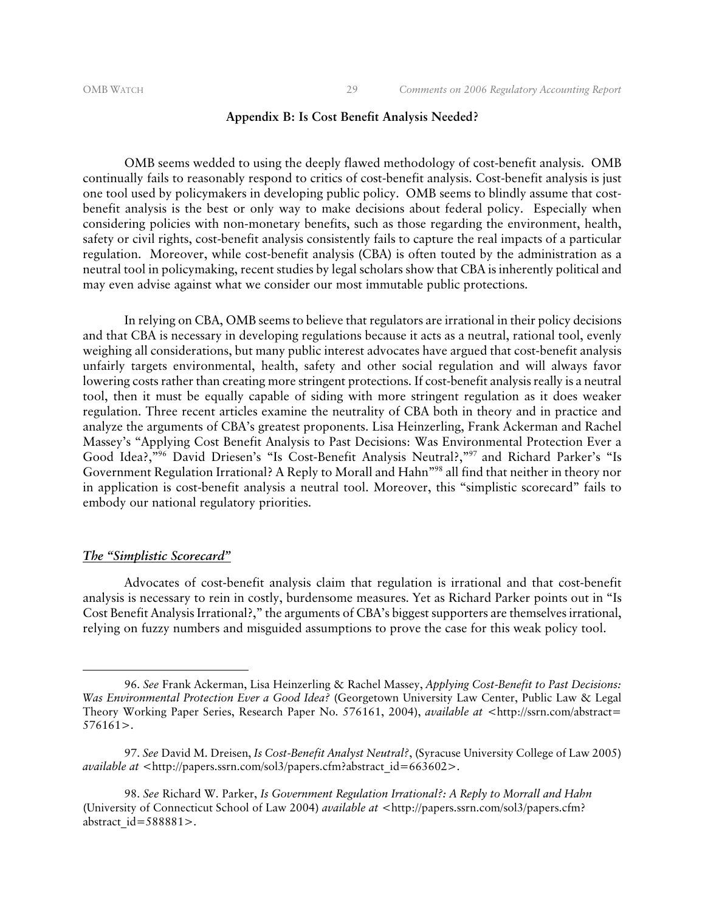## Appendix B: Is Cost Benefit Analysis Needed?

OMB seems wedded to using the deeply flawed methodology of cost-benefit analysis. OMB continually fails to reasonably respond to critics of cost-benefit analysis. Cost-benefit analysis is just one tool used by policymakers in developing public policy. OMB seems to blindly assume that cost-benefit analysis is the best or only way to make decisions about federal policy. Especially when considering policies with non-monetary benefits, such as those regarding the environment, health, safety or civil rights, cost-benefit analysis consistently fails to capture the real impacts of a particular regulation. Moreover, while cost-benefit analysis (CBA) is often touted by the administration as a neutral tool in policymaking, recent studies by legal scholars show that CBA is inherently political and may even advise against what we consider our most immutable public protections.

In relying on CBA, OMB seems to believe that regulators are irrational in their policy decisions and that CBA is necessary in developing regulations because it acts as a neutral, rational tool, evenly weighing all considerations, but many public interest advocates have argued that cost-benefit analysis unfairly targets environmental, health, safety and other social regulation and will always favor lowering costs rather than creating more stringent protections. If cost-benefit analysis really is a neutral tool, then it must be equally capable of siding with more stringent regulation as it does weaker regulation. Three recent articles examine the neutrality of CBA both in theory and in practice and analyze the arguments of CBA's greatest proponents. Lisa Heinzerling, Frank Ackerman and Rachel Massey's "Applying Cost Benefit Analysis to Past Decisions: Was Environmental Protection Ever a Good Idea?,"[96] David Driesen's "Is Cost-Benefit Analysis Neutral?,"[97] and Richard Parker's "Is Government Regulation Irrational? A Reply to Morall and Hahn"[98] all find that neither in theory nor in application is cost-benefit analysis a neutral tool. Moreover, this "simplistic scorecard" fails to embody our national regulatory priorities.

### ***The "Simplistic Scorecard"***

Advocates of cost-benefit analysis claim that regulation is irrational and that cost-benefit analysis is necessary to rein in costly, burdensome measures. Yet as Richard Parker points out in "Is Cost Benefit Analysis Irrational?," the arguments of CBA's biggest supporters are themselves irrational, relying on fuzzy numbers and misguided assumptions to prove the case for this weak policy tool.

---

96. *See* Frank Ackerman, Lisa Heinzerling & Rachel Massey, *Applying Cost-Benefit to Past Decisions: Was Environmental Protection Ever a Good Idea?* (Georgetown University Law Center, Public Law & Legal Theory Working Paper Series, Research Paper No. 576161, 2004), *available at* <http://ssrn.com/abstract=576161>.

97. *See* David M. Dreisen, *Is Cost-Benefit Analyst Neutral?*, (Syracuse University College of Law 2005) *available at* <http://papers.ssrn.com/sol3/papers.cfm?abstract_id=663602>.

98. *See* Richard W. Parker, *Is Government Regulation Irrational?: A Reply to Morrall and Hahn* (University of Connecticut School of Law 2004) *available at* <http://papers.ssrn.com/sol3/papers.cfm?abstract_id=588881>.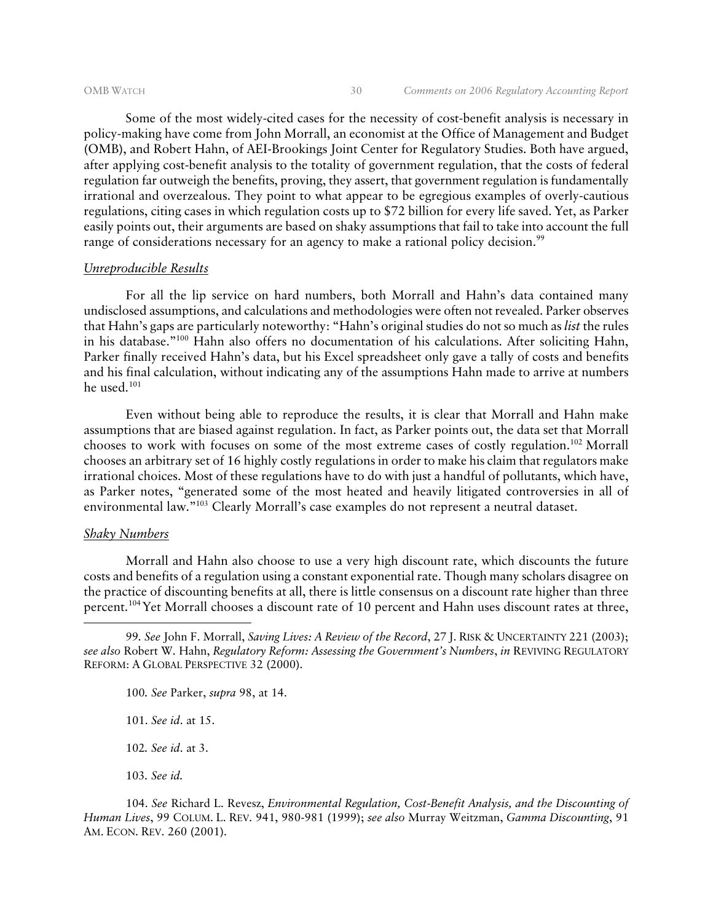Some of the most widely-cited cases for the necessity of cost-benefit analysis is necessary in policy-making have come from John Morrall, an economist at the Office of Management and Budget (OMB), and Robert Hahn, of AEI-Brookings Joint Center for Regulatory Studies. Both have argued, after applying cost-benefit analysis to the totality of government regulation, that the costs of federal regulation far outweigh the benefits, proving, they assert, that government regulation is fundamentally irrational and overzealous. They point to what appear to be egregious examples of overly-cautious regulations, citing cases in which regulation costs up to $72 billion for every life saved. Yet, as Parker easily points out, their arguments are based on shaky assumptions that fail to take into account the full range of considerations necessary for an agency to make a rational policy decision.[99]

### *Unreproducible Results*

For all the lip service on hard numbers, both Morrall and Hahn's data contained many undisclosed assumptions, and calculations and methodologies were often not revealed. Parker observes that Hahn's gaps are particularly noteworthy: "Hahn's original studies do not so much as *list* the rules in his database."[100] Hahn also offers no documentation of his calculations. After soliciting Hahn, Parker finally received Hahn's data, but his Excel spreadsheet only gave a tally of costs and benefits and his final calculation, without indicating any of the assumptions Hahn made to arrive at numbers he used.[101]

Even without being able to reproduce the results, it is clear that Morrall and Hahn make assumptions that are biased against regulation. In fact, as Parker points out, the data set that Morrall chooses to work with focuses on some of the most extreme cases of costly regulation.[102] Morrall chooses an arbitrary set of 16 highly costly regulations in order to make his claim that regulators make irrational choices. Most of these regulations have to do with just a handful of pollutants, which have, as Parker notes, "generated some of the most heated and heavily litigated controversies in all of environmental law."[103] Clearly Morrall's case examples do not represent a neutral dataset.

### *Shaky Numbers*

Morrall and Hahn also choose to use a very high discount rate, which discounts the future costs and benefits of a regulation using a constant exponential rate. Though many scholars disagree on the practice of discounting benefits at all, there is little consensus on a discount rate higher than three percent.[104] Yet Morrall chooses a discount rate of 10 percent and Hahn uses discount rates at three,

---

99. *See* John F. Morrall, *Saving Lives: A Review of the Record*, 27 J. RISK & UNCERTAINTY 221 (2003); *see also* Robert W. Hahn, *Regulatory Reform: Assessing the Government's Numbers*, *in* REVIVING REGULATORY REFORM: A GLOBAL PERSPECTIVE 32 (2000).

100. *See* Parker, *supra* 98, at 14.

101. *See id*. at 15.

102. *See id*. at 3.

103. *See id.*

104. *See* Richard L. Revesz, *Environmental Regulation, Cost-Benefit Analysis, and the Discounting of Human Lives*, 99 COLUM. L. REV. 941, 980-981 (1999); *see also* Murray Weitzman, *Gamma Discounting*, 91 AM. ECON. REV. 260 (2001).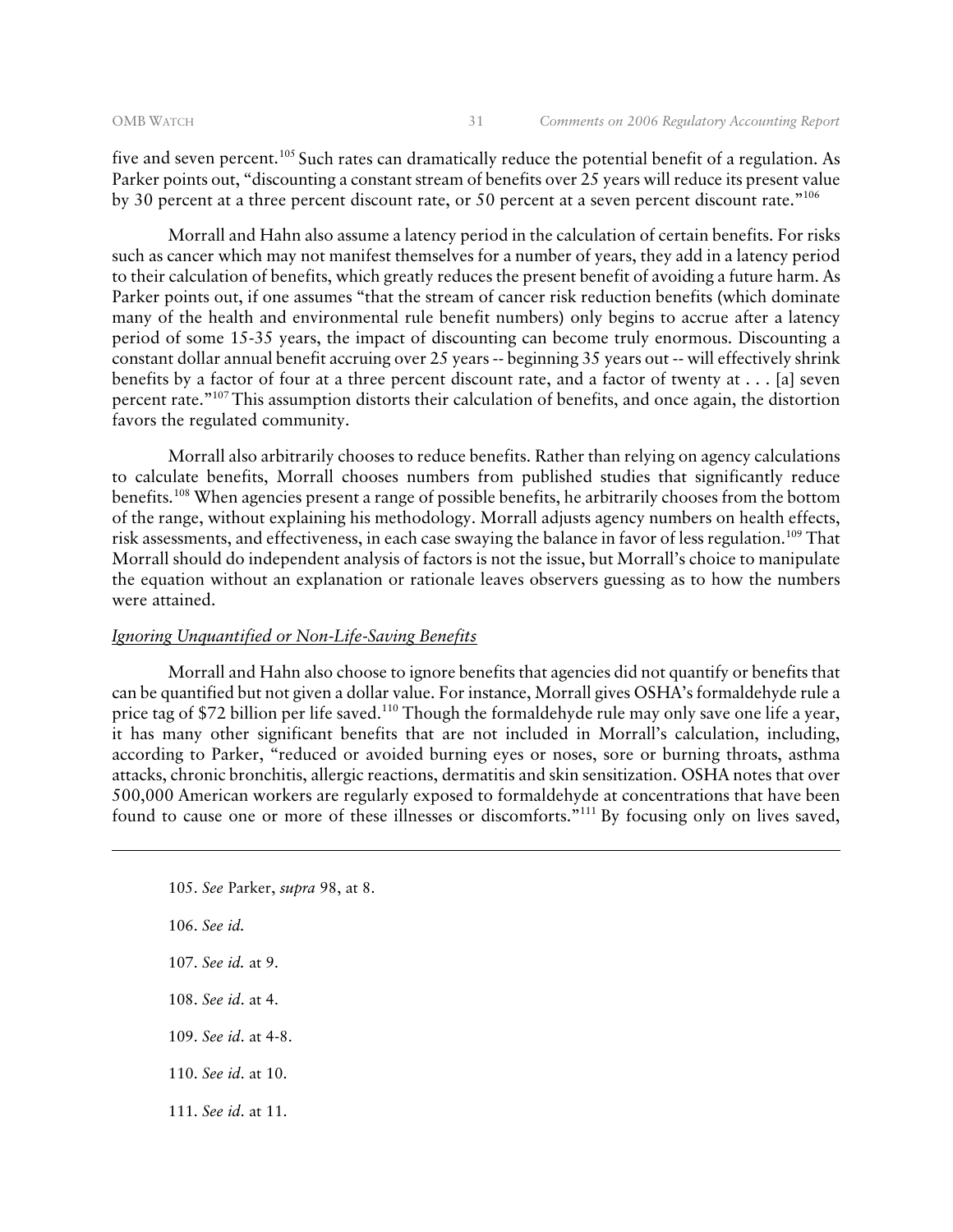five and seven percent.[105] Such rates can dramatically reduce the potential benefit of a regulation. As Parker points out, "discounting a constant stream of benefits over 25 years will reduce its present value by 30 percent at a three percent discount rate, or 50 percent at a seven percent discount rate."[106]

Morrall and Hahn also assume a latency period in the calculation of certain benefits. For risks such as cancer which may not manifest themselves for a number of years, they add in a latency period to their calculation of benefits, which greatly reduces the present benefit of avoiding a future harm. As Parker points out, if one assumes "that the stream of cancer risk reduction benefits (which dominate many of the health and environmental rule benefit numbers) only begins to accrue after a latency period of some 15-35 years, the impact of discounting can become truly enormous. Discounting a constant dollar annual benefit accruing over 25 years -- beginning 35 years out -- will effectively shrink benefits by a factor of four at a three percent discount rate, and a factor of twenty at . . . [a] seven percent rate."[107] This assumption distorts their calculation of benefits, and once again, the distortion favors the regulated community.

Morrall also arbitrarily chooses to reduce benefits. Rather than relying on agency calculations to calculate benefits, Morrall chooses numbers from published studies that significantly reduce benefits.[108] When agencies present a range of possible benefits, he arbitrarily chooses from the bottom of the range, without explaining his methodology. Morrall adjusts agency numbers on health effects, risk assessments, and effectiveness, in each case swaying the balance in favor of less regulation.[109] That Morrall should do independent analysis of factors is not the issue, but Morrall's choice to manipulate the equation without an explanation or rationale leaves observers guessing as to how the numbers were attained.

*Ignoring Unquantified or Non-Life-Saving Benefits*

Morrall and Hahn also choose to ignore benefits that agencies did not quantify or benefits that can be quantified but not given a dollar value. For instance, Morrall gives OSHA's formaldehyde rule a price tag of $72 billion per life saved.[110] Though the formaldehyde rule may only save one life a year, it has many other significant benefits that are not included in Morrall's calculation, including, according to Parker, "reduced or avoided burning eyes or noses, sore or burning throats, asthma attacks, chronic bronchitis, allergic reactions, dermatitis and skin sensitization. OSHA notes that over 500,000 American workers are regularly exposed to formaldehyde at concentrations that have been found to cause one or more of these illnesses or discomforts."[111] By focusing only on lives saved,

---

105. *See* Parker, *supra* 98, at 8.

106. *See id.*

107. *See id.* at 9.

108. *See id*. at 4.

109. *See id*. at 4-8.

110. *See id*. at 10.

111. *See id*. at 11.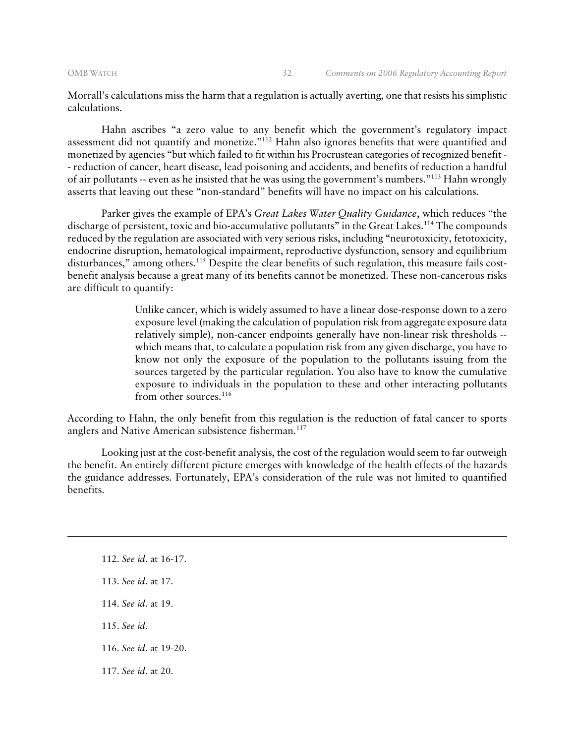Morrall's calculations miss the harm that a regulation is actually averting, one that resists his simplistic calculations.

Hahn ascribes "a zero value to any benefit which the government's regulatory impact assessment did not quantify and monetize."[112] Hahn also ignores benefits that were quantified and monetized by agencies "but which failed to fit within his Procrustean categories of recognized benefit -- reduction of cancer, heart disease, lead poisoning and accidents, and benefits of reduction a handful of air pollutants -- even as he insisted that he was using the government's numbers."[113] Hahn wrongly asserts that leaving out these "non-standard" benefits will have no impact on his calculations.

Parker gives the example of EPA's *Great Lakes Water Quality Guidance*, which reduces "the discharge of persistent, toxic and bio-accumulative pollutants" in the Great Lakes.[114] The compounds reduced by the regulation are associated with very serious risks, including "neurotoxicity, fetotoxicity, endocrine disruption, hematological impairment, reproductive dysfunction, sensory and equilibrium disturbances," among others.[115] Despite the clear benefits of such regulation, this measure fails cost-benefit analysis because a great many of its benefits cannot be monetized. These non-cancerous risks are difficult to quantify:

> Unlike cancer, which is widely assumed to have a linear dose-response down to a zero exposure level (making the calculation of population risk from aggregate exposure data relatively simple), non-cancer endpoints generally have non-linear risk thresholds -- which means that, to calculate a population risk from any given discharge, you have to know not only the exposure of the population to the pollutants issuing from the sources targeted by the particular regulation. You also have to know the cumulative exposure to individuals in the population to these and other interacting pollutants from other sources.[116]

According to Hahn, the only benefit from this regulation is the reduction of fatal cancer to sports anglers and Native American subsistence fisherman.[117]

Looking just at the cost-benefit analysis, the cost of the regulation would seem to far outweigh the benefit. An entirely different picture emerges with knowledge of the health effects of the hazards the guidance addresses. Fortunately, EPA's consideration of the rule was not limited to quantified benefits.

---

112. *See id*. at 16-17.

113. *See id*. at 17.

114. *See id*. at 19.

115. *See id*.

116. *See id*. at 19-20.

117. *See id*. at 20.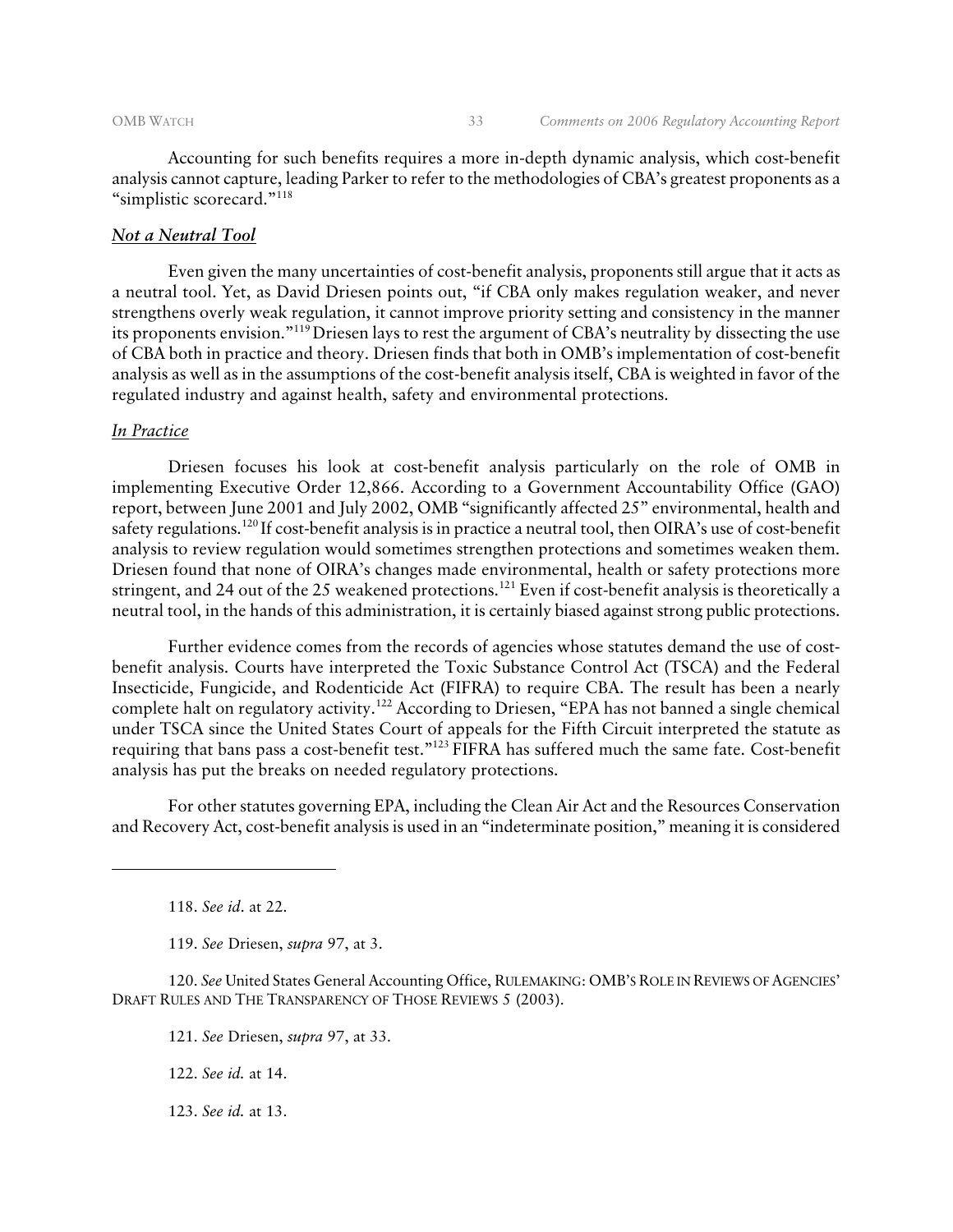Accounting for such benefits requires a more in-depth dynamic analysis, which cost-benefit analysis cannot capture, leading Parker to refer to the methodologies of CBA's greatest proponents as a "simplistic scorecard."[118]

***Not a Neutral Tool***

Even given the many uncertainties of cost-benefit analysis, proponents still argue that it acts as a neutral tool. Yet, as David Driesen points out, "if CBA only makes regulation weaker, and never strengthens overly weak regulation, it cannot improve priority setting and consistency in the manner its proponents envision."[119] Driesen lays to rest the argument of CBA's neutrality by dissecting the use of CBA both in practice and theory. Driesen finds that both in OMB's implementation of cost-benefit analysis as well as in the assumptions of the cost-benefit analysis itself, CBA is weighted in favor of the regulated industry and against health, safety and environmental protections.

*In Practice*

Driesen focuses his look at cost-benefit analysis particularly on the role of OMB in implementing Executive Order 12,866. According to a Government Accountability Office (GAO) report, between June 2001 and July 2002, OMB "significantly affected 25" environmental, health and safety regulations.[120] If cost-benefit analysis is in practice a neutral tool, then OIRA's use of cost-benefit analysis to review regulation would sometimes strengthen protections and sometimes weaken them. Driesen found that none of OIRA's changes made environmental, health or safety protections more stringent, and 24 out of the 25 weakened protections.[121] Even if cost-benefit analysis is theoretically a neutral tool, in the hands of this administration, it is certainly biased against strong public protections.

Further evidence comes from the records of agencies whose statutes demand the use of cost-benefit analysis. Courts have interpreted the Toxic Substance Control Act (TSCA) and the Federal Insecticide, Fungicide, and Rodenticide Act (FIFRA) to require CBA. The result has been a nearly complete halt on regulatory activity.[122] According to Driesen, "EPA has not banned a single chemical under TSCA since the United States Court of appeals for the Fifth Circuit interpreted the statute as requiring that bans pass a cost-benefit test."[123] FIFRA has suffered much the same fate. Cost-benefit analysis has put the breaks on needed regulatory protections.

For other statutes governing EPA, including the Clean Air Act and the Resources Conservation and Recovery Act, cost-benefit analysis is used in an "indeterminate position," meaning it is considered

---

118. *See id*. at 22.

119. *See* Driesen, *supra* 97, at 3.

120. *See* United States General Accounting Office, RULEMAKING: OMB'S ROLE IN REVIEWS OF AGENCIES' DRAFT RULES AND THE TRANSPARENCY OF THOSE REVIEWS 5 (2003).

121. *See* Driesen, *supra* 97, at 33.

122. *See id.* at 14.

123. *See id.* at 13.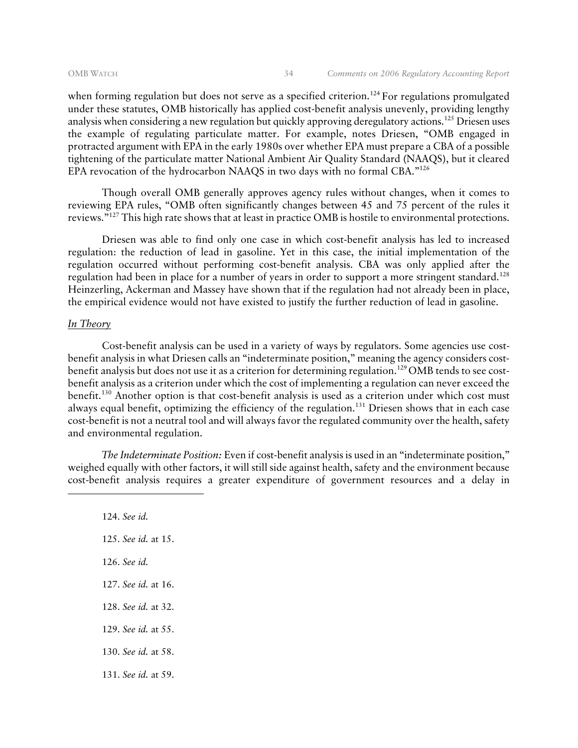when forming regulation but does not serve as a specified criterion.[124] For regulations promulgated under these statutes, OMB historically has applied cost-benefit analysis unevenly, providing lengthy analysis when considering a new regulation but quickly approving deregulatory actions.[125] Driesen uses the example of regulating particulate matter. For example, notes Driesen, "OMB engaged in protracted argument with EPA in the early 1980s over whether EPA must prepare a CBA of a possible tightening of the particulate matter National Ambient Air Quality Standard (NAAQS), but it cleared EPA revocation of the hydrocarbon NAAQS in two days with no formal CBA."[126]

Though overall OMB generally approves agency rules without changes, when it comes to reviewing EPA rules, "OMB often significantly changes between 45 and 75 percent of the rules it reviews."[127] This high rate shows that at least in practice OMB is hostile to environmental protections.

Driesen was able to find only one case in which cost-benefit analysis has led to increased regulation: the reduction of lead in gasoline. Yet in this case, the initial implementation of the regulation occurred without performing cost-benefit analysis. CBA was only applied after the regulation had been in place for a number of years in order to support a more stringent standard.[128] Heinzerling, Ackerman and Massey have shown that if the regulation had not already been in place, the empirical evidence would not have existed to justify the further reduction of lead in gasoline.

*In Theory*

Cost-benefit analysis can be used in a variety of ways by regulators. Some agencies use cost-benefit analysis in what Driesen calls an "indeterminate position," meaning the agency considers cost-benefit analysis but does not use it as a criterion for determining regulation.[129] OMB tends to see cost-benefit analysis as a criterion under which the cost of implementing a regulation can never exceed the benefit.[130] Another option is that cost-benefit analysis is used as a criterion under which cost must always equal benefit, optimizing the efficiency of the regulation.[131] Driesen shows that in each case cost-benefit is not a neutral tool and will always favor the regulated community over the health, safety and environmental regulation.

*The Indeterminate Position:* Even if cost-benefit analysis is used in an "indeterminate position," weighed equally with other factors, it will still side against health, safety and the environment because cost-benefit analysis requires a greater expenditure of government resources and a delay in

---

124. *See id.*

125. *See id.* at 15.

126. *See id.*

127. *See id.* at 16.

128. *See id.* at 32.

129. *See id.* at 55.

130. *See id.* at 58.

131. *See id.* at 59.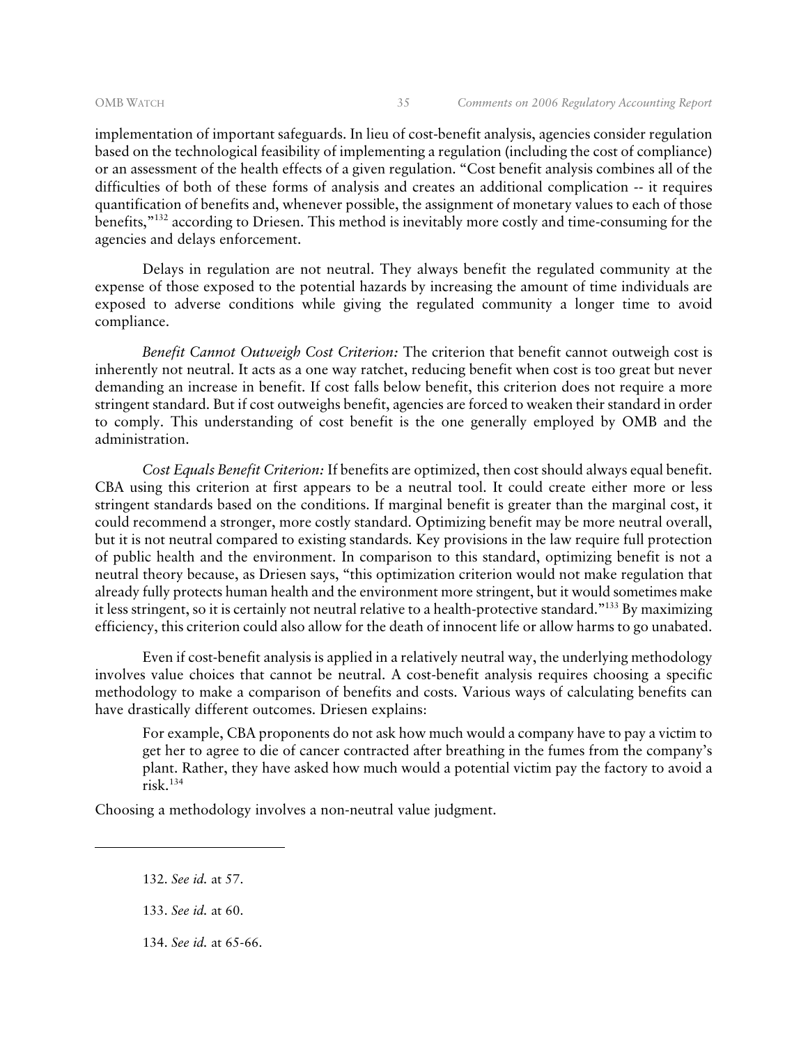implementation of important safeguards. In lieu of cost-benefit analysis, agencies consider regulation based on the technological feasibility of implementing a regulation (including the cost of compliance) or an assessment of the health effects of a given regulation. "Cost benefit analysis combines all of the difficulties of both of these forms of analysis and creates an additional complication -- it requires quantification of benefits and, whenever possible, the assignment of monetary values to each of those benefits,"[132] according to Driesen. This method is inevitably more costly and time-consuming for the agencies and delays enforcement.

Delays in regulation are not neutral. They always benefit the regulated community at the expense of those exposed to the potential hazards by increasing the amount of time individuals are exposed to adverse conditions while giving the regulated community a longer time to avoid compliance.

*Benefit Cannot Outweigh Cost Criterion:* The criterion that benefit cannot outweigh cost is inherently not neutral. It acts as a one way ratchet, reducing benefit when cost is too great but never demanding an increase in benefit. If cost falls below benefit, this criterion does not require a more stringent standard. But if cost outweighs benefit, agencies are forced to weaken their standard in order to comply. This understanding of cost benefit is the one generally employed by OMB and the administration.

*Cost Equals Benefit Criterion:* If benefits are optimized, then cost should always equal benefit. CBA using this criterion at first appears to be a neutral tool. It could create either more or less stringent standards based on the conditions. If marginal benefit is greater than the marginal cost, it could recommend a stronger, more costly standard. Optimizing benefit may be more neutral overall, but it is not neutral compared to existing standards. Key provisions in the law require full protection of public health and the environment. In comparison to this standard, optimizing benefit is not a neutral theory because, as Driesen says, "this optimization criterion would not make regulation that already fully protects human health and the environment more stringent, but it would sometimes make it less stringent, so it is certainly not neutral relative to a health-protective standard."[133] By maximizing efficiency, this criterion could also allow for the death of innocent life or allow harms to go unabated.

Even if cost-benefit analysis is applied in a relatively neutral way, the underlying methodology involves value choices that cannot be neutral. A cost-benefit analysis requires choosing a specific methodology to make a comparison of benefits and costs. Various ways of calculating benefits can have drastically different outcomes. Driesen explains:

> For example, CBA proponents do not ask how much would a company have to pay a victim to get her to agree to die of cancer contracted after breathing in the fumes from the company's plant. Rather, they have asked how much would a potential victim pay the factory to avoid a risk.[134]

Choosing a methodology involves a non-neutral value judgment.

---

132. *See id.* at 57.

133. *See id.* at 60.

134. *See id.* at 65-66.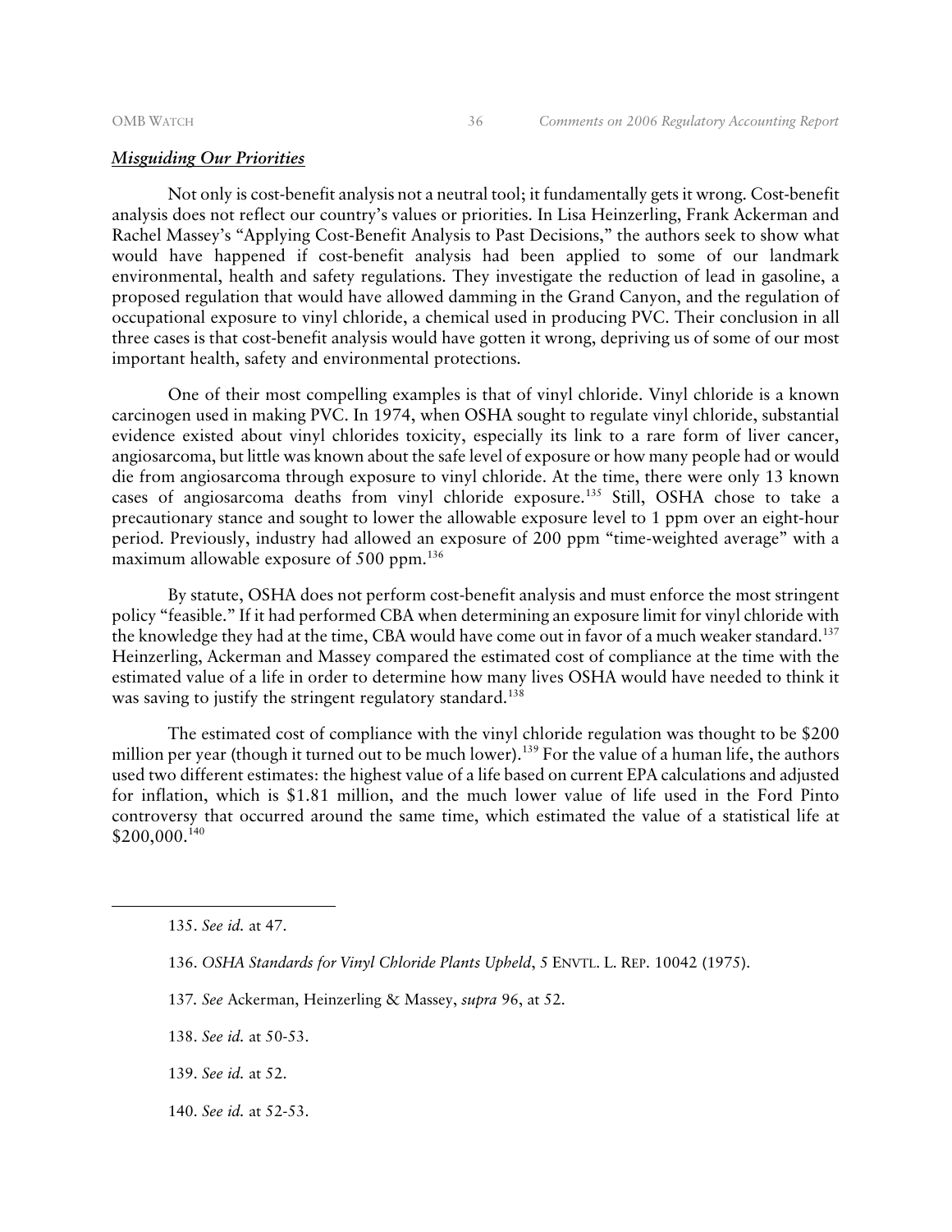***Misguiding Our Priorities***

Not only is cost-benefit analysis not a neutral tool; it fundamentally gets it wrong. Cost-benefit analysis does not reflect our country's values or priorities. In Lisa Heinzerling, Frank Ackerman and Rachel Massey's "Applying Cost-Benefit Analysis to Past Decisions," the authors seek to show what would have happened if cost-benefit analysis had been applied to some of our landmark environmental, health and safety regulations. They investigate the reduction of lead in gasoline, a proposed regulation that would have allowed damming in the Grand Canyon, and the regulation of occupational exposure to vinyl chloride, a chemical used in producing PVC. Their conclusion in all three cases is that cost-benefit analysis would have gotten it wrong, depriving us of some of our most important health, safety and environmental protections.

One of their most compelling examples is that of vinyl chloride. Vinyl chloride is a known carcinogen used in making PVC. In 1974, when OSHA sought to regulate vinyl chloride, substantial evidence existed about vinyl chlorides toxicity, especially its link to a rare form of liver cancer, angiosarcoma, but little was known about the safe level of exposure or how many people had or would die from angiosarcoma through exposure to vinyl chloride. At the time, there were only 13 known cases of angiosarcoma deaths from vinyl chloride exposure.[135] Still, OSHA chose to take a precautionary stance and sought to lower the allowable exposure level to 1 ppm over an eight-hour period. Previously, industry had allowed an exposure of 200 ppm "time-weighted average" with a maximum allowable exposure of 500 ppm.[136]

By statute, OSHA does not perform cost-benefit analysis and must enforce the most stringent policy "feasible." If it had performed CBA when determining an exposure limit for vinyl chloride with the knowledge they had at the time, CBA would have come out in favor of a much weaker standard.[137] Heinzerling, Ackerman and Massey compared the estimated cost of compliance at the time with the estimated value of a life in order to determine how many lives OSHA would have needed to think it was saving to justify the stringent regulatory standard.[138]

The estimated cost of compliance with the vinyl chloride regulation was thought to be $200 million per year (though it turned out to be much lower).[139] For the value of a human life, the authors used two different estimates: the highest value of a life based on current EPA calculations and adjusted for inflation, which is $1.81 million, and the much lower value of life used in the Ford Pinto controversy that occurred around the same time, which estimated the value of a statistical life at $200,000.[140]

---

135. *See id.* at 47.

136. *OSHA Standards for Vinyl Chloride Plants Upheld*, 5 ENVTL. L. REP. 10042 (1975).

137. *See* Ackerman, Heinzerling & Massey, *supra* 96, at 52.

138. *See id.* at 50-53.

139. *See id.* at 52.

140. *See id.* at 52-53.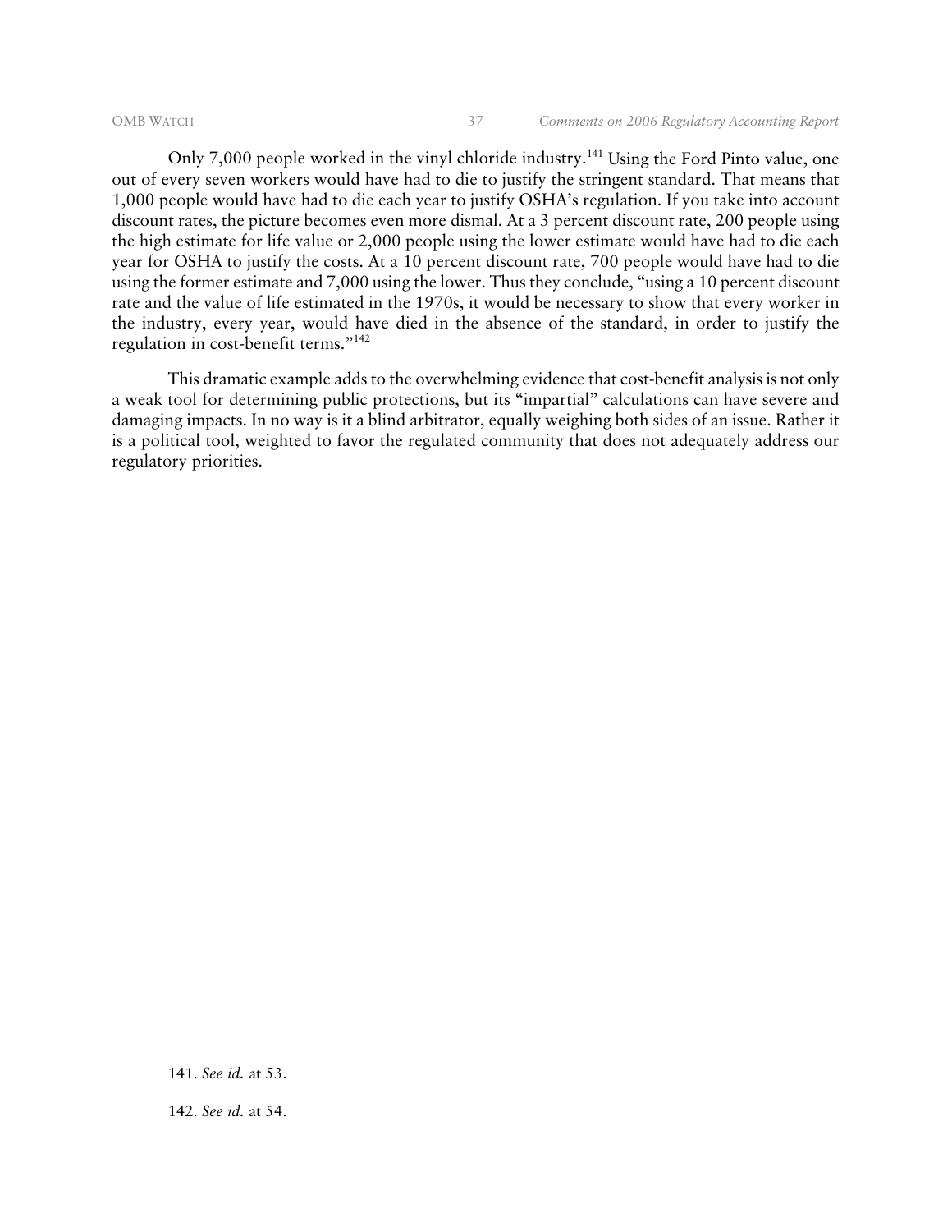Only 7,000 people worked in the vinyl chloride industry.[141] Using the Ford Pinto value, one out of every seven workers would have had to die to justify the stringent standard. That means that 1,000 people would have had to die each year to justify OSHA's regulation. If you take into account discount rates, the picture becomes even more dismal. At a 3 percent discount rate, 200 people using the high estimate for life value or 2,000 people using the lower estimate would have had to die each year for OSHA to justify the costs. At a 10 percent discount rate, 700 people would have had to die using the former estimate and 7,000 using the lower. Thus they conclude, "using a 10 percent discount rate and the value of life estimated in the 1970s, it would be necessary to show that every worker in the industry, every year, would have died in the absence of the standard, in order to justify the regulation in cost-benefit terms."[142]

This dramatic example adds to the overwhelming evidence that cost-benefit analysis is not only a weak tool for determining public protections, but its "impartial" calculations can have severe and damaging impacts. In no way is it a blind arbitrator, equally weighing both sides of an issue. Rather it is a political tool, weighted to favor the regulated community that does not adequately address our regulatory priorities.

---

141. *See id.* at 53.

142. *See id.* at 54.